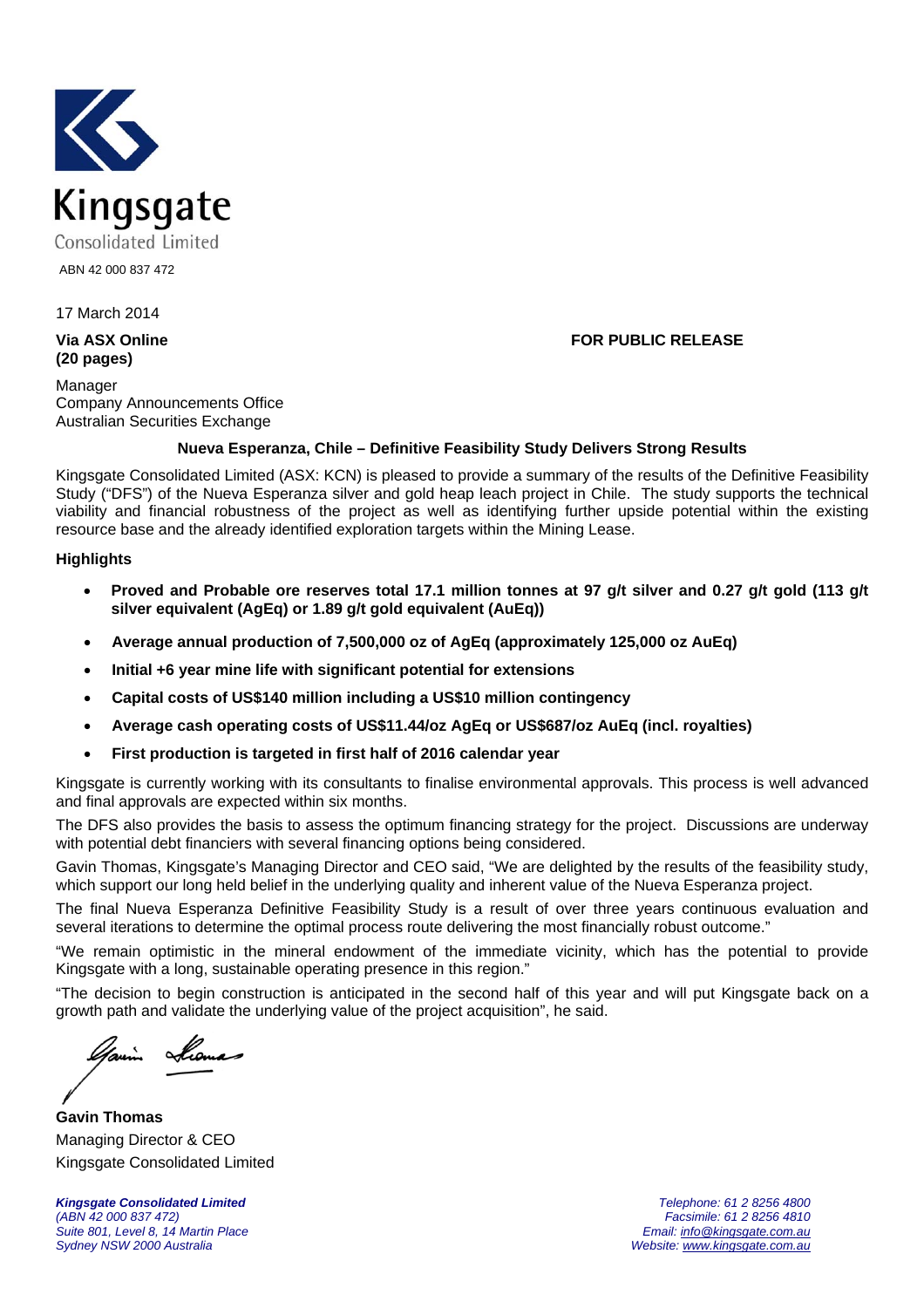Kingsgate

Consolidated Limited

ABN 42 000 837 472

17 March 2014

**Via ASX Online**
**(20 pages)**

**FOR PUBLIC RELEASE**

Manager
Company Announcements Office
Australian Securities Exchange

**Nueva Esperanza, Chile – Definitive Feasibility Study Delivers Strong Results**

Kingsgate Consolidated Limited (ASX: KCN) is pleased to provide a summary of the results of the Definitive Feasibility Study ("DFS") of the Nueva Esperanza silver and gold heap leach project in Chile. The study supports the technical viability and financial robustness of the project as well as identifying further upside potential within the existing resource base and the already identified exploration targets within the Mining Lease.

**Highlights**

- **Proved and Probable ore reserves total 17.1 million tonnes at 97 g/t silver and 0.27 g/t gold (113 g/t silver equivalent (AgEq) or 1.89 g/t gold equivalent (AuEq))**
- **Average annual production of 7,500,000 oz of AgEq (approximately 125,000 oz AuEq)**
- **Initial +6 year mine life with significant potential for extensions**
- **Capital costs of US$140 million including a US$10 million contingency**
- **Average cash operating costs of US$11.44/oz AgEq or US$687/oz AuEq (incl. royalties)**
- **First production is targeted in first half of 2016 calendar year**

Kingsgate is currently working with its consultants to finalise environmental approvals. This process is well advanced and final approvals are expected within six months.

The DFS also provides the basis to assess the optimum financing strategy for the project. Discussions are underway with potential debt financiers with several financing options being considered.

Gavin Thomas, Kingsgate's Managing Director and CEO said, "We are delighted by the results of the feasibility study, which support our long held belief in the underlying quality and inherent value of the Nueva Esperanza project.

The final Nueva Esperanza Definitive Feasibility Study is a result of over three years continuous evaluation and several iterations to determine the optimal process route delivering the most financially robust outcome."

"We remain optimistic in the mineral endowment of the immediate vicinity, which has the potential to provide Kingsgate with a long, sustainable operating presence in this region."

"The decision to begin construction is anticipated in the second half of this year and will put Kingsgate back on a growth path and validate the underlying value of the project acquisition", he said.

**Gavin Thomas**
Managing Director & CEO
Kingsgate Consolidated Limited

***Kingsgate Consolidated Limited***
*(ABN 42 000 837 472)*
*Suite 801, Level 8, 14 Martin Place*
*Sydney NSW 2000 Australia*

*Telephone: 61 2 8256 4800*
*Facsimile: 61 2 8256 4810*
*Email: info@kingsgate.com.au*
*Website: www.kingsgate.com.au*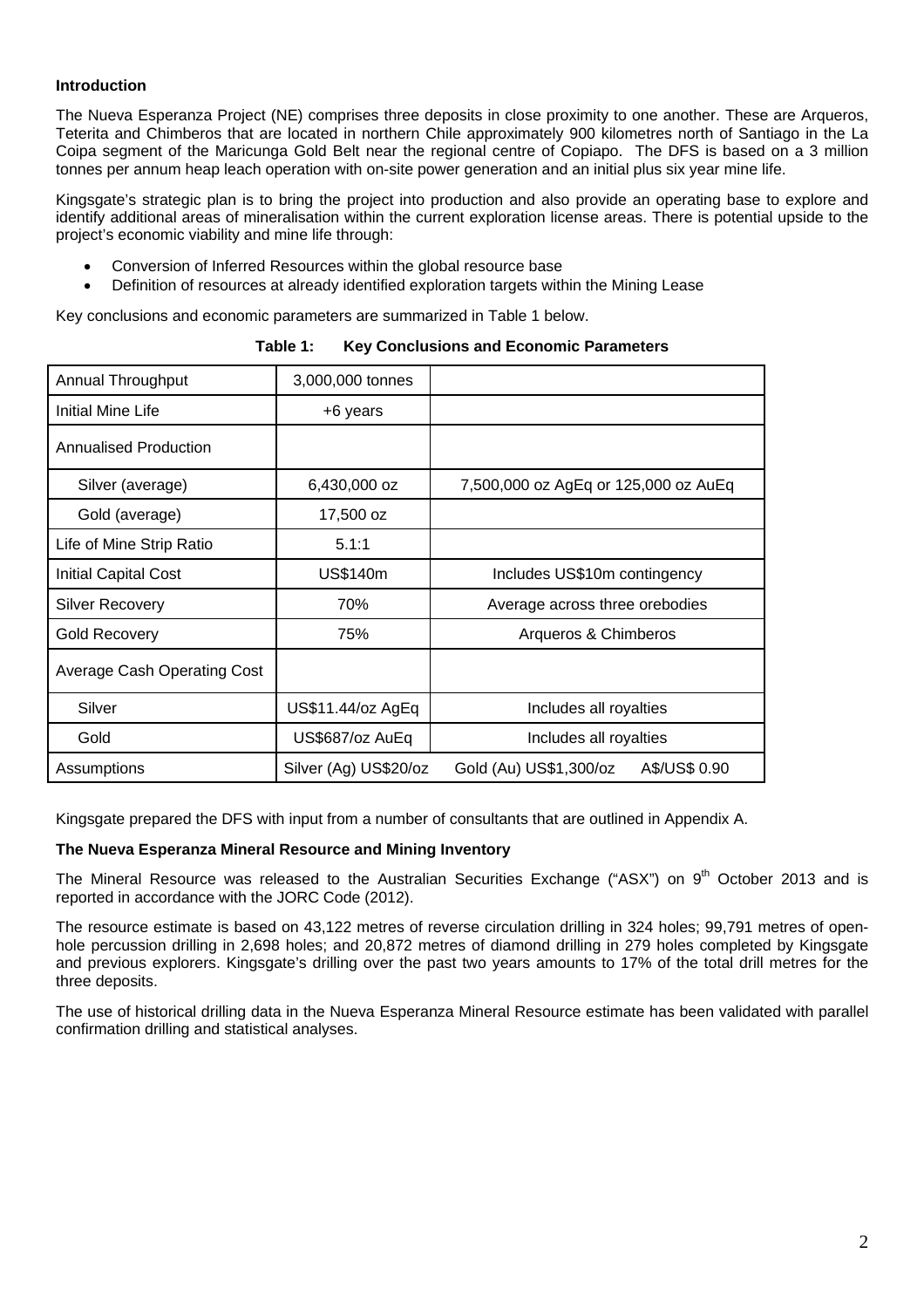### Introduction

The Nueva Esperanza Project (NE) comprises three deposits in close proximity to one another. These are Arqueros, Teterita and Chimberos that are located in northern Chile approximately 900 kilometres north of Santiago in the La Coipa segment of the Maricunga Gold Belt near the regional centre of Copiapo. The DFS is based on a 3 million tonnes per annum heap leach operation with on-site power generation and an initial plus six year mine life.

Kingsgate's strategic plan is to bring the project into production and also provide an operating base to explore and identify additional areas of mineralisation within the current exploration license areas. There is potential upside to the project's economic viability and mine life through:

- Conversion of Inferred Resources within the global resource base
- Definition of resources at already identified exploration targets within the Mining Lease

Key conclusions and economic parameters are summarized in Table 1 below.

**Table 1: Key Conclusions and Economic Parameters**

| | | |
|---|---|---|
| Annual Throughput | 3,000,000 tonnes | |
| Initial Mine Life | +6 years | |
| Annualised Production | | |
| Silver (average) | 6,430,000 oz | 7,500,000 oz AgEq or 125,000 oz AuEq |
| Gold (average) | 17,500 oz | |
| Life of Mine Strip Ratio | 5.1:1 | |
| Initial Capital Cost | US$140m | Includes US$10m contingency |
| Silver Recovery | 70% | Average across three orebodies |
| Gold Recovery | 75% | Arqueros & Chimberos |
| Average Cash Operating Cost | | |
| Silver | US$11.44/oz AgEq | Includes all royalties |
| Gold | US$687/oz AuEq | Includes all royalties |
| Assumptions | Silver (Ag) US$20/oz | Gold (Au) US$1,300/oz A$/US$ 0.90 |

Kingsgate prepared the DFS with input from a number of consultants that are outlined in Appendix A.

### The Nueva Esperanza Mineral Resource and Mining Inventory

The Mineral Resource was released to the Australian Securities Exchange ("ASX") on 9th October 2013 and is reported in accordance with the JORC Code (2012).

The resource estimate is based on 43,122 metres of reverse circulation drilling in 324 holes; 99,791 metres of open-hole percussion drilling in 2,698 holes; and 20,872 metres of diamond drilling in 279 holes completed by Kingsgate and previous explorers. Kingsgate's drilling over the past two years amounts to 17% of the total drill metres for the three deposits.

The use of historical drilling data in the Nueva Esperanza Mineral Resource estimate has been validated with parallel confirmation drilling and statistical analyses.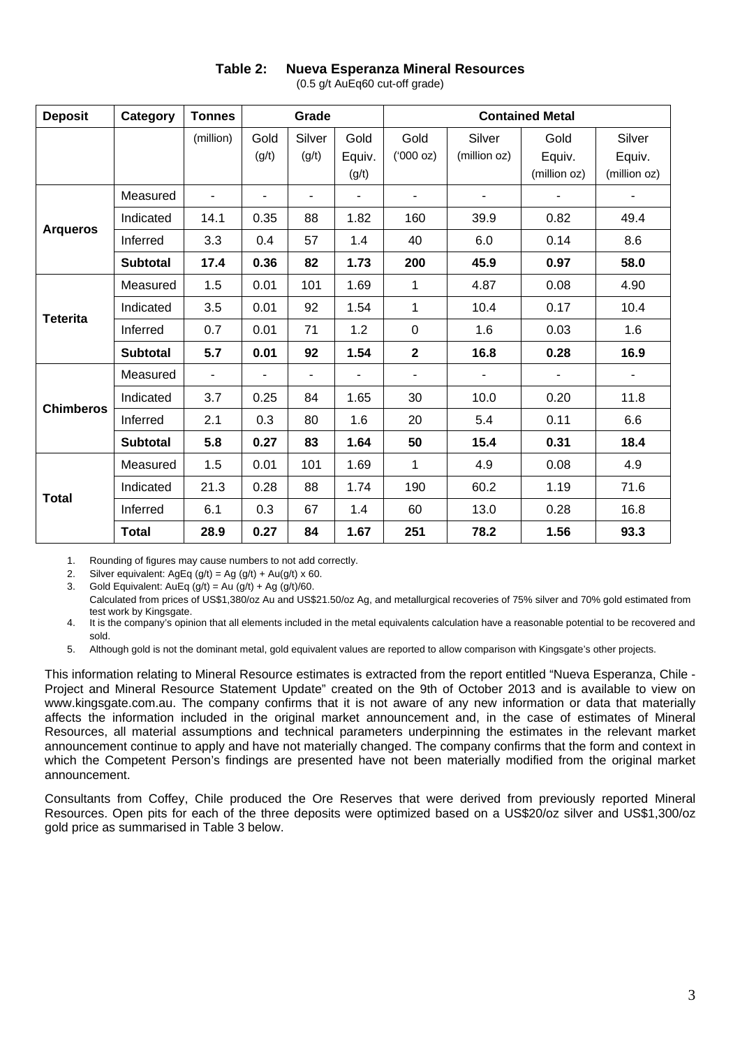### Table 2: Nueva Esperanza Mineral Resources

(0.5 g/t AuEq60 cut-off grade)

| Deposit | Category | Tonnes | Grade | | | Contained Metal | | | |
|---|---|---|---|---|---|---|---|---|---|
| | | (million) | Gold (g/t) | Silver (g/t) | Gold Equiv. (g/t) | Gold ('000 oz) | Silver (million oz) | Gold Equiv. (million oz) | Silver Equiv. (million oz) |
| Arqueros | Measured | - | - | - | - | - | - | - | - |
| | Indicated | 14.1 | 0.35 | 88 | 1.82 | 160 | 39.9 | 0.82 | 49.4 |
| | Inferred | 3.3 | 0.4 | 57 | 1.4 | 40 | 6.0 | 0.14 | 8.6 |
| | **Subtotal** | **17.4** | **0.36** | **82** | **1.73** | **200** | **45.9** | **0.97** | **58.0** |
| Teterita | Measured | 1.5 | 0.01 | 101 | 1.69 | 1 | 4.87 | 0.08 | 4.90 |
| | Indicated | 3.5 | 0.01 | 92 | 1.54 | 1 | 10.4 | 0.17 | 10.4 |
| | Inferred | 0.7 | 0.01 | 71 | 1.2 | 0 | 1.6 | 0.03 | 1.6 |
| | **Subtotal** | **5.7** | **0.01** | **92** | **1.54** | **2** | **16.8** | **0.28** | **16.9** |
| Chimberos | Measured | - | - | - | - | - | - | - | - |
| | Indicated | 3.7 | 0.25 | 84 | 1.65 | 30 | 10.0 | 0.20 | 11.8 |
| | Inferred | 2.1 | 0.3 | 80 | 1.6 | 20 | 5.4 | 0.11 | 6.6 |
| | **Subtotal** | **5.8** | **0.27** | **83** | **1.64** | **50** | **15.4** | **0.31** | **18.4** |
| Total | Measured | 1.5 | 0.01 | 101 | 1.69 | 1 | 4.9 | 0.08 | 4.9 |
| | Indicated | 21.3 | 0.28 | 88 | 1.74 | 190 | 60.2 | 1.19 | 71.6 |
| | Inferred | 6.1 | 0.3 | 67 | 1.4 | 60 | 13.0 | 0.28 | 16.8 |
| | **Total** | **28.9** | **0.27** | **84** | **1.67** | **251** | **78.2** | **1.56** | **93.3** |

1. Rounding of figures may cause numbers to not add correctly.
2. Silver equivalent: AgEq (g/t) = Ag (g/t) + Au(g/t) x 60.
3. Gold Equivalent: AuEq (g/t) = Au (g/t) + Ag (g/t)/60.
   Calculated from prices of US$1,380/oz Au and US$21.50/oz Ag, and metallurgical recoveries of 75% silver and 70% gold estimated from test work by Kingsgate.
4. It is the company's opinion that all elements included in the metal equivalents calculation have a reasonable potential to be recovered and sold.
5. Although gold is not the dominant metal, gold equivalent values are reported to allow comparison with Kingsgate's other projects.

This information relating to Mineral Resource estimates is extracted from the report entitled "Nueva Esperanza, Chile - Project and Mineral Resource Statement Update" created on the 9th of October 2013 and is available to view on www.kingsgate.com.au. The company confirms that it is not aware of any new information or data that materially affects the information included in the original market announcement and, in the case of estimates of Mineral Resources, all material assumptions and technical parameters underpinning the estimates in the relevant market announcement continue to apply and have not materially changed. The company confirms that the form and context in which the Competent Person's findings are presented have not been materially modified from the original market announcement.

Consultants from Coffey, Chile produced the Ore Reserves that were derived from previously reported Mineral Resources. Open pits for each of the three deposits were optimized based on a US$20/oz silver and US$1,300/oz gold price as summarised in Table 3 below.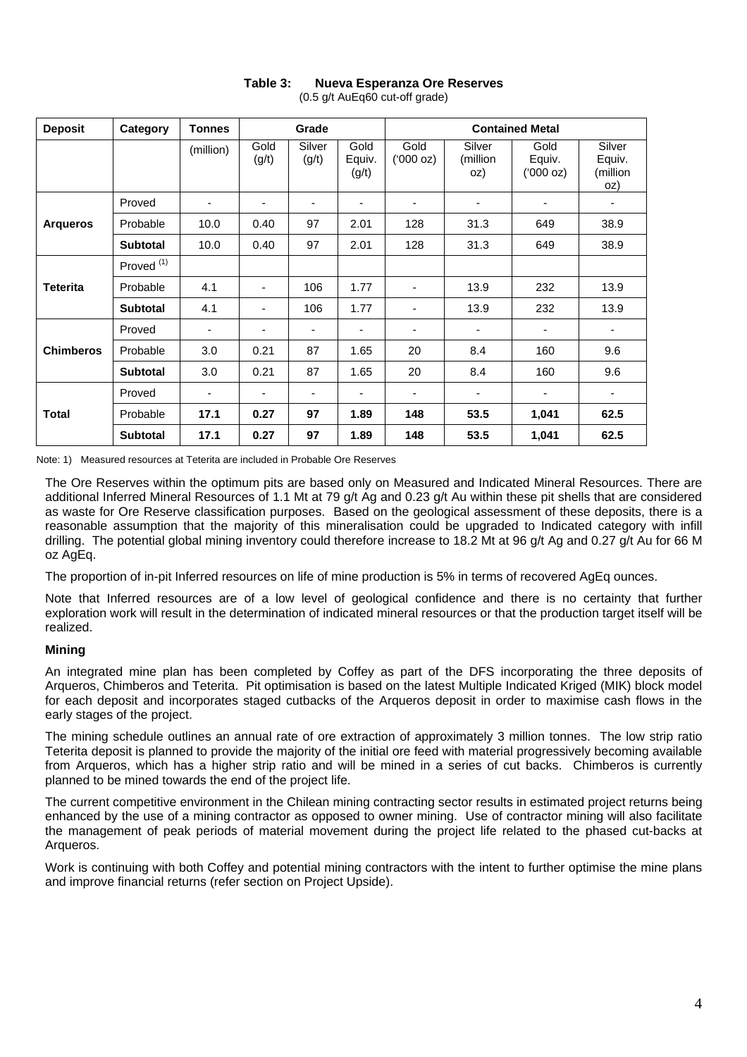**Table 3: Nueva Esperanza Ore Reserves**

(0.5 g/t AuEq60 cut-off grade)

| Deposit | Category | Tonnes | Grade | | | Contained Metal | | | |
|---|---|---|---|---|---|---|---|---|---|
| | | (million) | Gold (g/t) | Silver (g/t) | Gold Equiv. (g/t) | Gold ('000 oz) | Silver (million oz) | Gold Equiv. ('000 oz) | Silver Equiv. (million oz) |
| **Arqueros** | Proved | - | - | - | - | - | - | - | - |
| | Probable | 10.0 | 0.40 | 97 | 2.01 | 128 | 31.3 | 649 | 38.9 |
| | **Subtotal** | 10.0 | 0.40 | 97 | 2.01 | 128 | 31.3 | 649 | 38.9 |
| **Teterita** | Proved [(1)] | | | | | | | | |
| | Probable | 4.1 | - | 106 | 1.77 | - | 13.9 | 232 | 13.9 |
| | **Subtotal** | 4.1 | - | 106 | 1.77 | - | 13.9 | 232 | 13.9 |
| **Chimberos** | Proved | - | - | - | - | - | - | - | - |
| | Probable | 3.0 | 0.21 | 87 | 1.65 | 20 | 8.4 | 160 | 9.6 |
| | **Subtotal** | 3.0 | 0.21 | 87 | 1.65 | 20 | 8.4 | 160 | 9.6 |
| **Total** | Proved | - | - | - | - | - | - | - | - |
| | Probable | **17.1** | **0.27** | **97** | **1.89** | **148** | **53.5** | **1,041** | **62.5** |
| | **Subtotal** | **17.1** | **0.27** | **97** | **1.89** | **148** | **53.5** | **1,041** | **62.5** |

Note: 1) Measured resources at Teterita are included in Probable Ore Reserves

The Ore Reserves within the optimum pits are based only on Measured and Indicated Mineral Resources. There are additional Inferred Mineral Resources of 1.1 Mt at 79 g/t Ag and 0.23 g/t Au within these pit shells that are considered as waste for Ore Reserve classification purposes. Based on the geological assessment of these deposits, there is a reasonable assumption that the majority of this mineralisation could be upgraded to Indicated category with infill drilling. The potential global mining inventory could therefore increase to 18.2 Mt at 96 g/t Ag and 0.27 g/t Au for 66 M oz AgEq.

The proportion of in-pit Inferred resources on life of mine production is 5% in terms of recovered AgEq ounces.

Note that Inferred resources are of a low level of geological confidence and there is no certainty that further exploration work will result in the determination of indicated mineral resources or that the production target itself will be realized.

### Mining

An integrated mine plan has been completed by Coffey as part of the DFS incorporating the three deposits of Arqueros, Chimberos and Teterita. Pit optimisation is based on the latest Multiple Indicated Kriged (MIK) block model for each deposit and incorporates staged cutbacks of the Arqueros deposit in order to maximise cash flows in the early stages of the project.

The mining schedule outlines an annual rate of ore extraction of approximately 3 million tonnes. The low strip ratio Teterita deposit is planned to provide the majority of the initial ore feed with material progressively becoming available from Arqueros, which has a higher strip ratio and will be mined in a series of cut backs. Chimberos is currently planned to be mined towards the end of the project life.

The current competitive environment in the Chilean mining contracting sector results in estimated project returns being enhanced by the use of a mining contractor as opposed to owner mining. Use of contractor mining will also facilitate the management of peak periods of material movement during the project life related to the phased cut-backs at Arqueros.

Work is continuing with both Coffey and potential mining contractors with the intent to further optimise the mine plans and improve financial returns (refer section on Project Upside).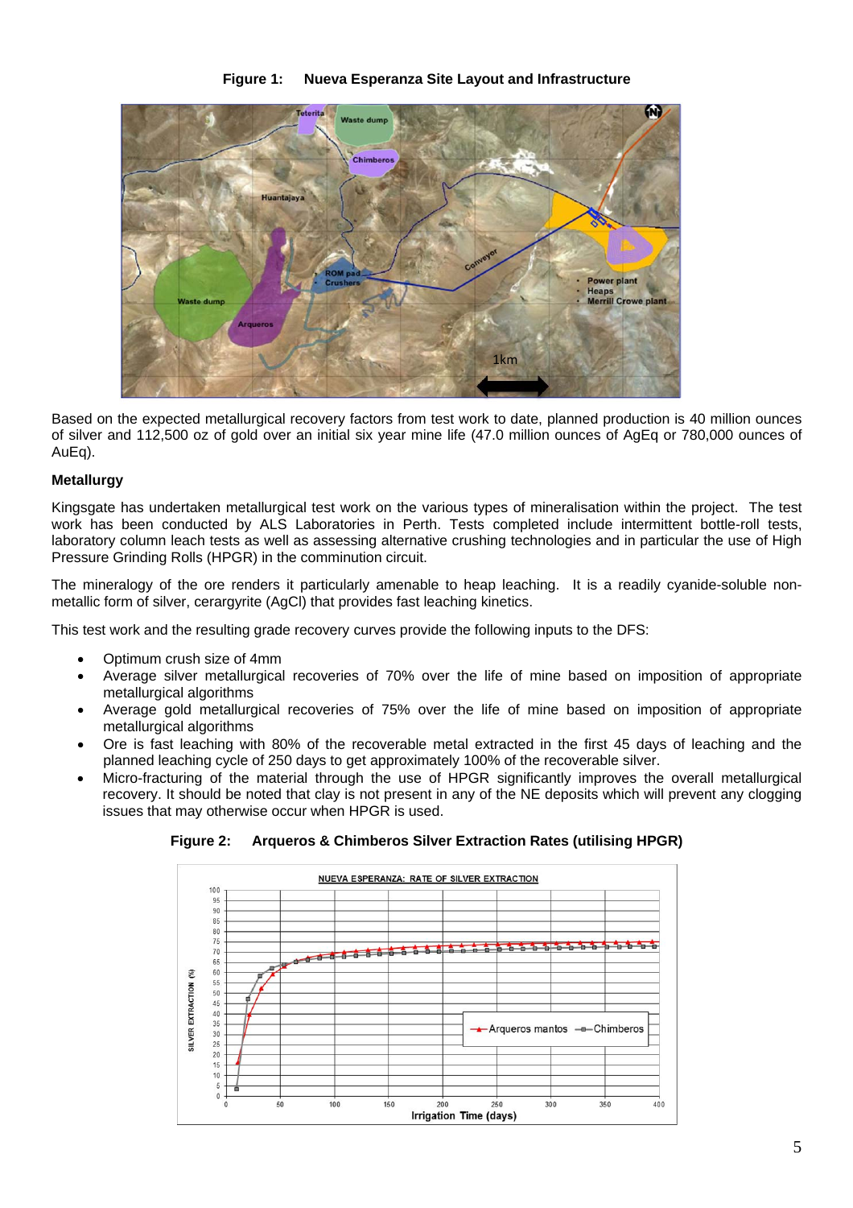**Figure 1: Nueva Esperanza Site Layout and Infrastructure**

Based on the expected metallurgical recovery factors from test work to date, planned production is 40 million ounces of silver and 112,500 oz of gold over an initial six year mine life (47.0 million ounces of AgEq or 780,000 ounces of AuEq).

**Metallurgy**

Kingsgate has undertaken metallurgical test work on the various types of mineralisation within the project. The test work has been conducted by ALS Laboratories in Perth. Tests completed include intermittent bottle-roll tests, laboratory column leach tests as well as assessing alternative crushing technologies and in particular the use of High Pressure Grinding Rolls (HPGR) in the comminution circuit.

The mineralogy of the ore renders it particularly amenable to heap leaching. It is a readily cyanide-soluble non-metallic form of silver, cerargyrite (AgCl) that provides fast leaching kinetics.

This test work and the resulting grade recovery curves provide the following inputs to the DFS:

- Optimum crush size of 4mm
- Average silver metallurgical recoveries of 70% over the life of mine based on imposition of appropriate metallurgical algorithms
- Average gold metallurgical recoveries of 75% over the life of mine based on imposition of appropriate metallurgical algorithms
- Ore is fast leaching with 80% of the recoverable metal extracted in the first 45 days of leaching and the planned leaching cycle of 250 days to get approximately 100% of the recoverable silver.
- Micro-fracturing of the material through the use of HPGR significantly improves the overall metallurgical recovery. It should be noted that clay is not present in any of the NE deposits which will prevent any clogging issues that may otherwise occur when HPGR is used.

**Figure 2: Arqueros & Chimberos Silver Extraction Rates (utilising HPGR)**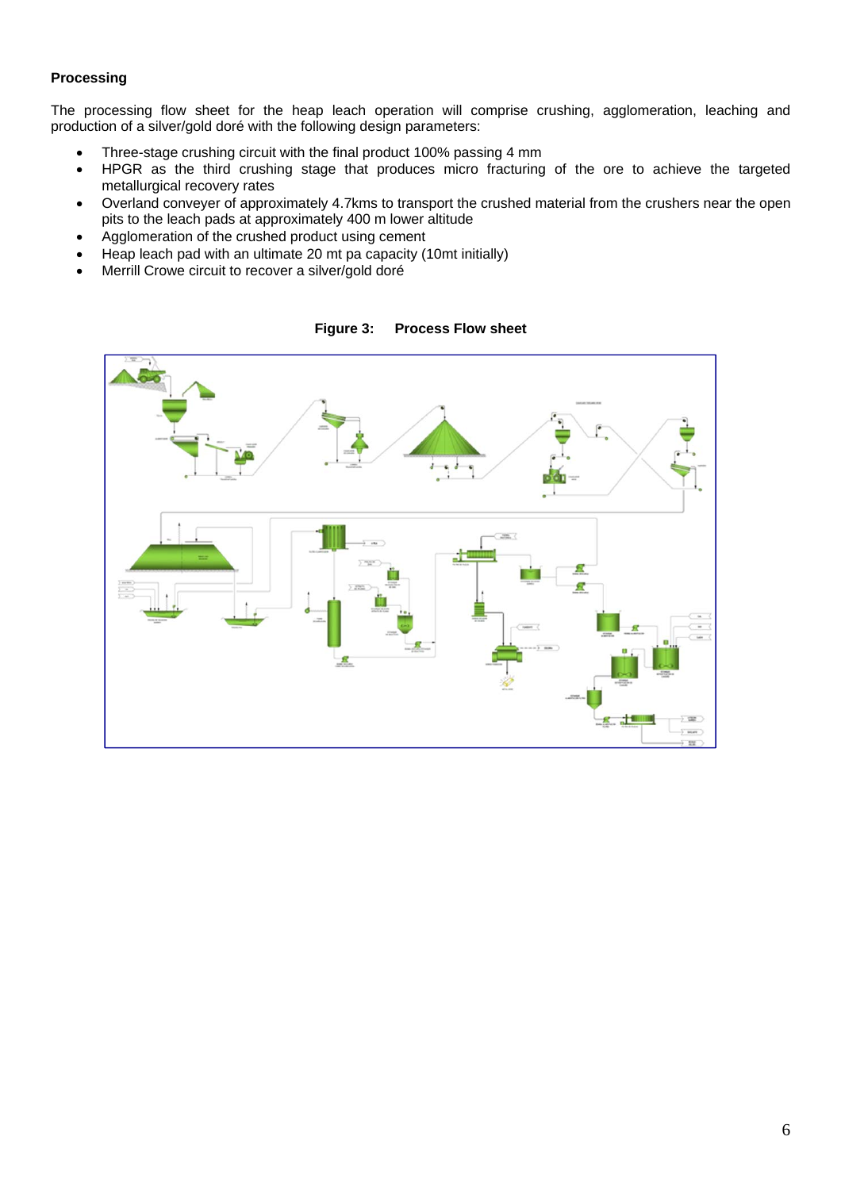**Processing**

The processing flow sheet for the heap leach operation will comprise crushing, agglomeration, leaching and production of a silver/gold doré with the following design parameters:

- Three-stage crushing circuit with the final product 100% passing 4 mm
- HPGR as the third crushing stage that produces micro fracturing of the ore to achieve the targeted metallurgical recovery rates
- Overland conveyer of approximately 4.7kms to transport the crushed material from the crushers near the open pits to the leach pads at approximately 400 m lower altitude
- Agglomeration of the crushed product using cement
- Heap leach pad with an ultimate 20 mt pa capacity (10mt initially)
- Merrill Crowe circuit to recover a silver/gold doré

**Figure 3: Process Flow sheet**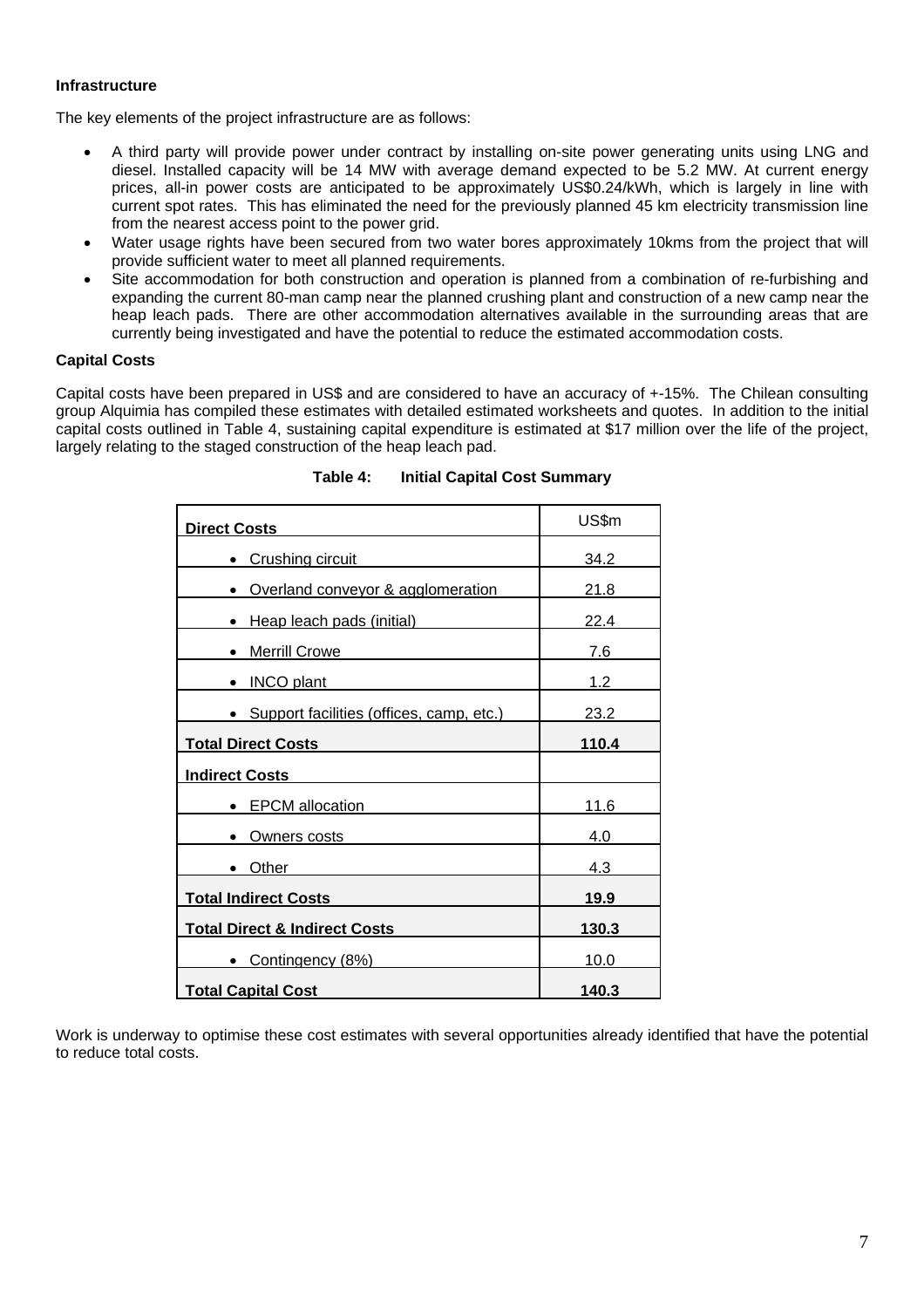**Infrastructure**

The key elements of the project infrastructure are as follows:

- A third party will provide power under contract by installing on-site power generating units using LNG and diesel. Installed capacity will be 14 MW with average demand expected to be 5.2 MW. At current energy prices, all-in power costs are anticipated to be approximately US$0.24/kWh, which is largely in line with current spot rates. This has eliminated the need for the previously planned 45 km electricity transmission line from the nearest access point to the power grid.
- Water usage rights have been secured from two water bores approximately 10kms from the project that will provide sufficient water to meet all planned requirements.
- Site accommodation for both construction and operation is planned from a combination of re-furbishing and expanding the current 80-man camp near the planned crushing plant and construction of a new camp near the heap leach pads. There are other accommodation alternatives available in the surrounding areas that are currently being investigated and have the potential to reduce the estimated accommodation costs.

**Capital Costs**

Capital costs have been prepared in US$ and are considered to have an accuracy of +-15%. The Chilean consulting group Alquimia has compiled these estimates with detailed estimated worksheets and quotes. In addition to the initial capital costs outlined in Table 4, sustaining capital expenditure is estimated at $17 million over the life of the project, largely relating to the staged construction of the heap leach pad.

**Table 4: Initial Capital Cost Summary**

| **Direct Costs** | US$m |
|---|---|
| • Crushing circuit | 34.2 |
| • Overland conveyor & agglomeration | 21.8 |
| • Heap leach pads (initial) | 22.4 |
| • Merrill Crowe | 7.6 |
| • INCO plant | 1.2 |
| • Support facilities (offices, camp, etc.) | 23.2 |
| **Total Direct Costs** | **110.4** |
| **Indirect Costs** | |
| • EPCM allocation | 11.6 |
| • Owners costs | 4.0 |
| • Other | 4.3 |
| **Total Indirect Costs** | **19.9** |
| **Total Direct & Indirect Costs** | **130.3** |
| • Contingency (8%) | 10.0 |
| **Total Capital Cost** | **140.3** |

Work is underway to optimise these cost estimates with several opportunities already identified that have the potential to reduce total costs.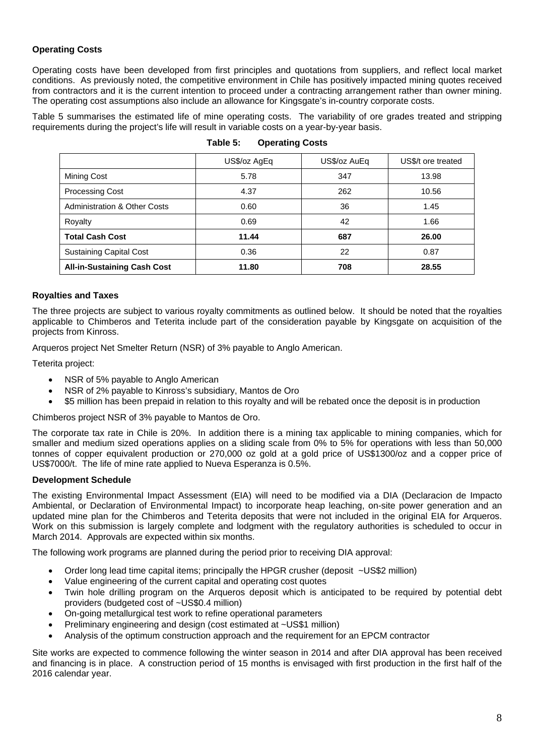### Operating Costs

Operating costs have been developed from first principles and quotations from suppliers, and reflect local market conditions. As previously noted, the competitive environment in Chile has positively impacted mining quotes received from contractors and it is the current intention to proceed under a contracting arrangement rather than owner mining. The operating cost assumptions also include an allowance for Kingsgate's in-country corporate costs.

Table 5 summarises the estimated life of mine operating costs. The variability of ore grades treated and stripping requirements during the project's life will result in variable costs on a year-by-year basis.

**Table 5: Operating Costs**

| | US$/oz AgEq | US$/oz AuEq | US$/t ore treated |
|---|---|---|---|
| Mining Cost | 5.78 | 347 | 13.98 |
| Processing Cost | 4.37 | 262 | 10.56 |
| Administration & Other Costs | 0.60 | 36 | 1.45 |
| Royalty | 0.69 | 42 | 1.66 |
| **Total Cash Cost** | **11.44** | **687** | **26.00** |
| Sustaining Capital Cost | 0.36 | 22 | 0.87 |
| **All-in-Sustaining Cash Cost** | **11.80** | **708** | **28.55** |

### Royalties and Taxes

The three projects are subject to various royalty commitments as outlined below. It should be noted that the royalties applicable to Chimberos and Teterita include part of the consideration payable by Kingsgate on acquisition of the projects from Kinross.

Arqueros project Net Smelter Return (NSR) of 3% payable to Anglo American.

Teterita project:

- NSR of 5% payable to Anglo American
- NSR of 2% payable to Kinross's subsidiary, Mantos de Oro
- $5 million has been prepaid in relation to this royalty and will be rebated once the deposit is in production

Chimberos project NSR of 3% payable to Mantos de Oro.

The corporate tax rate in Chile is 20%. In addition there is a mining tax applicable to mining companies, which for smaller and medium sized operations applies on a sliding scale from 0% to 5% for operations with less than 50,000 tonnes of copper equivalent production or 270,000 oz gold at a gold price of US$1300/oz and a copper price of US$7000/t. The life of mine rate applied to Nueva Esperanza is 0.5%.

### Development Schedule

The existing Environmental Impact Assessment (EIA) will need to be modified via a DIA (Declaracion de Impacto Ambiental, or Declaration of Environmental Impact) to incorporate heap leaching, on-site power generation and an updated mine plan for the Chimberos and Teterita deposits that were not included in the original EIA for Arqueros. Work on this submission is largely complete and lodgment with the regulatory authorities is scheduled to occur in March 2014. Approvals are expected within six months.

The following work programs are planned during the period prior to receiving DIA approval:

- Order long lead time capital items; principally the HPGR crusher (deposit ~US$2 million)
- Value engineering of the current capital and operating cost quotes
- Twin hole drilling program on the Arqueros deposit which is anticipated to be required by potential debt providers (budgeted cost of ~US$0.4 million)
- On-going metallurgical test work to refine operational parameters
- Preliminary engineering and design (cost estimated at ~US$1 million)
- Analysis of the optimum construction approach and the requirement for an EPCM contractor

Site works are expected to commence following the winter season in 2014 and after DIA approval has been received and financing is in place. A construction period of 15 months is envisaged with first production in the first half of the 2016 calendar year.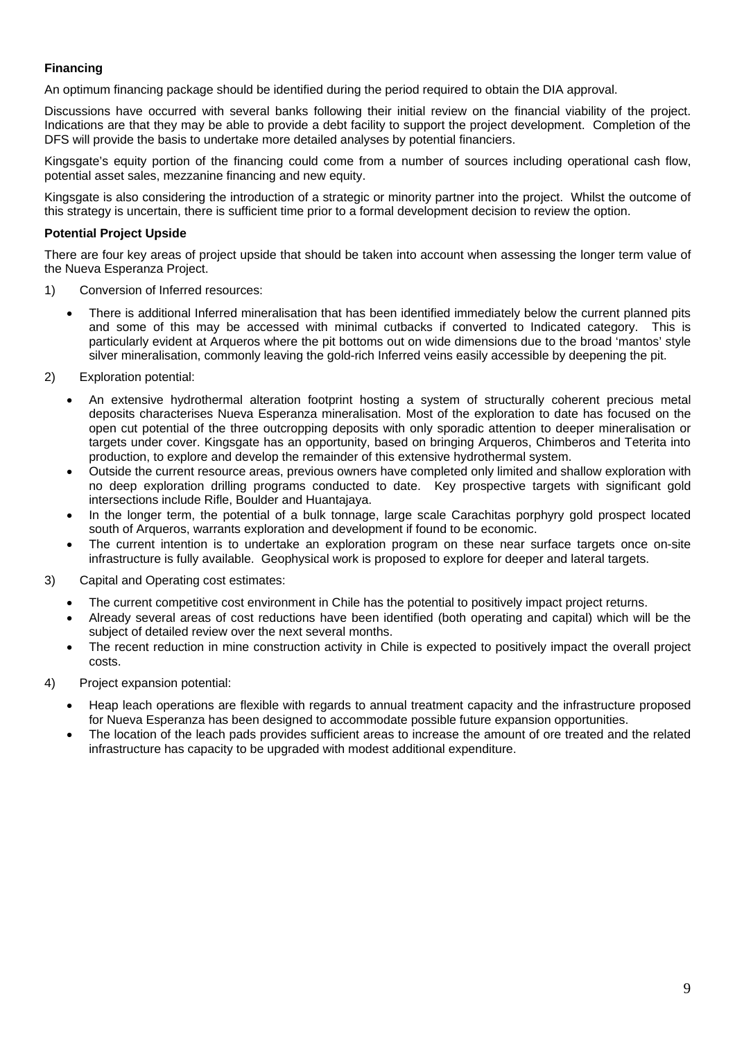**Financing**

An optimum financing package should be identified during the period required to obtain the DIA approval.

Discussions have occurred with several banks following their initial review on the financial viability of the project. Indications are that they may be able to provide a debt facility to support the project development. Completion of the DFS will provide the basis to undertake more detailed analyses by potential financiers.

Kingsgate's equity portion of the financing could come from a number of sources including operational cash flow, potential asset sales, mezzanine financing and new equity.

Kingsgate is also considering the introduction of a strategic or minority partner into the project. Whilst the outcome of this strategy is uncertain, there is sufficient time prior to a formal development decision to review the option.

**Potential Project Upside**

There are four key areas of project upside that should be taken into account when assessing the longer term value of the Nueva Esperanza Project.

1) Conversion of Inferred resources:
    - There is additional Inferred mineralisation that has been identified immediately below the current planned pits and some of this may be accessed with minimal cutbacks if converted to Indicated category. This is particularly evident at Arqueros where the pit bottoms out on wide dimensions due to the broad 'mantos' style silver mineralisation, commonly leaving the gold-rich Inferred veins easily accessible by deepening the pit.

2) Exploration potential:
    - An extensive hydrothermal alteration footprint hosting a system of structurally coherent precious metal deposits characterises Nueva Esperanza mineralisation. Most of the exploration to date has focused on the open cut potential of the three outcropping deposits with only sporadic attention to deeper mineralisation or targets under cover. Kingsgate has an opportunity, based on bringing Arqueros, Chimberos and Teterita into production, to explore and develop the remainder of this extensive hydrothermal system.
    - Outside the current resource areas, previous owners have completed only limited and shallow exploration with no deep exploration drilling programs conducted to date. Key prospective targets with significant gold intersections include Rifle, Boulder and Huantajaya.
    - In the longer term, the potential of a bulk tonnage, large scale Carachitas porphyry gold prospect located south of Arqueros, warrants exploration and development if found to be economic.
    - The current intention is to undertake an exploration program on these near surface targets once on-site infrastructure is fully available. Geophysical work is proposed to explore for deeper and lateral targets.

3) Capital and Operating cost estimates:
    - The current competitive cost environment in Chile has the potential to positively impact project returns.
    - Already several areas of cost reductions have been identified (both operating and capital) which will be the subject of detailed review over the next several months.
    - The recent reduction in mine construction activity in Chile is expected to positively impact the overall project costs.

4) Project expansion potential:
    - Heap leach operations are flexible with regards to annual treatment capacity and the infrastructure proposed for Nueva Esperanza has been designed to accommodate possible future expansion opportunities.
    - The location of the leach pads provides sufficient areas to increase the amount of ore treated and the related infrastructure has capacity to be upgraded with modest additional expenditure.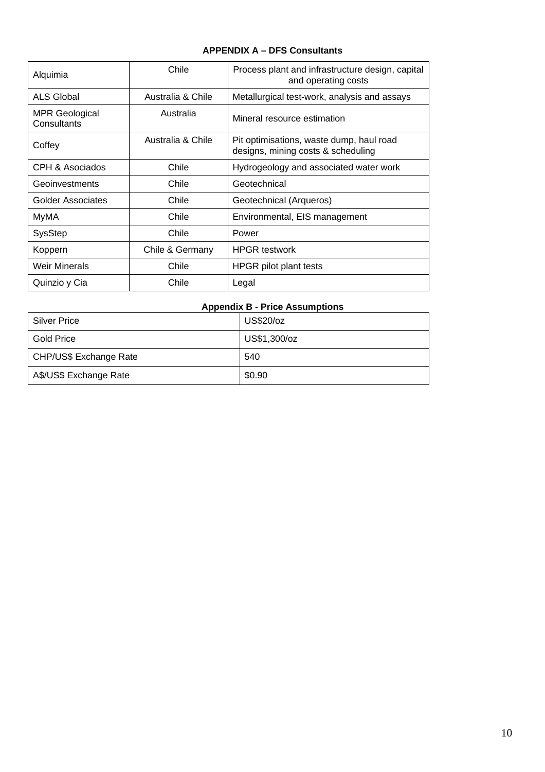## APPENDIX A – DFS Consultants

| | | |
|---|---|---|
| Alquimia | Chile | Process plant and infrastructure design, capital and operating costs |
| ALS Global | Australia & Chile | Metallurgical test-work, analysis and assays |
| MPR Geological Consultants | Australia | Mineral resource estimation |
| Coffey | Australia & Chile | Pit optimisations, waste dump, haul road designs, mining costs & scheduling |
| CPH & Asociados | Chile | Hydrogeology and associated water work |
| Geoinvestments | Chile | Geotechnical |
| Golder Associates | Chile | Geotechnical (Arqueros) |
| MyMA | Chile | Environmental, EIS management |
| SysStep | Chile | Power |
| Koppern | Chile & Germany | HPGR testwork |
| Weir Minerals | Chile | HPGR pilot plant tests |
| Quinzio y Cia | Chile | Legal |

## Appendix B - Price Assumptions

| | |
|---|---|
| Silver Price | US$20/oz |
| Gold Price | US$1,300/oz |
| CHP/US$ Exchange Rate | 540 |
| A$/US$ Exchange Rate | $0.90 |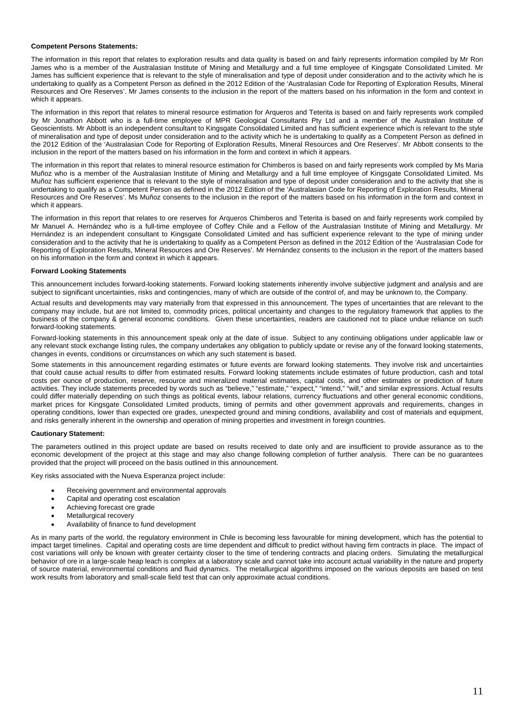**Competent Persons Statements:**

The information in this report that relates to exploration results and data quality is based on and fairly represents information compiled by Mr Ron James who is a member of the Australasian Institute of Mining and Metallurgy and a full time employee of Kingsgate Consolidated Limited. Mr James has sufficient experience that is relevant to the style of mineralisation and type of deposit under consideration and to the activity which he is undertaking to qualify as a Competent Person as defined in the 2012 Edition of the 'Australasian Code for Reporting of Exploration Results, Mineral Resources and Ore Reserves'. Mr James consents to the inclusion in the report of the matters based on his information in the form and context in which it appears.

The information in this report that relates to mineral resource estimation for Arqueros and Teterita is based on and fairly represents work compiled by Mr Jonathon Abbott who is a full-time employee of MPR Geological Consultants Pty Ltd and a member of the Australian Institute of Geoscientists. Mr Abbott is an independent consultant to Kingsgate Consolidated Limited and has sufficient experience which is relevant to the style of mineralisation and type of deposit under consideration and to the activity which he is undertaking to qualify as a Competent Person as defined in the 2012 Edition of the 'Australasian Code for Reporting of Exploration Results, Mineral Resources and Ore Reserves'. Mr Abbott consents to the inclusion in the report of the matters based on his information in the form and context in which it appears.

The information in this report that relates to mineral resource estimation for Chimberos is based on and fairly represents work compiled by Ms Maria Muñoz who is a member of the Australasian Institute of Mining and Metallurgy and a full time employee of Kingsgate Consolidated Limited. Ms Muñoz has sufficient experience that is relevant to the style of mineralisation and type of deposit under consideration and to the activity that she is undertaking to qualify as a Competent Person as defined in the 2012 Edition of the 'Australasian Code for Reporting of Exploration Results, Mineral Resources and Ore Reserves'. Ms Muñoz consents to the inclusion in the report of the matters based on his information in the form and context in which it appears.

The information in this report that relates to ore reserves for Arqueros Chimberos and Teterita is based on and fairly represents work compiled by Mr Manuel A. Hernández who is a full-time employee of Coffey Chile and a Fellow of the Australasian Institute of Mining and Metallurgy. Mr Hernández is an independent consultant to Kingsgate Consolidated Limited and has sufficient experience relevant to the type of mining under consideration and to the activity that he is undertaking to qualify as a Competent Person as defined in the 2012 Edition of the 'Australasian Code for Reporting of Exploration Results, Mineral Resources and Ore Reserves'. Mr Hernández consents to the inclusion in the report of the matters based on his information in the form and context in which it appears.

**Forward Looking Statements**

This announcement includes forward-looking statements. Forward looking statements inherently involve subjective judgment and analysis and are subject to significant uncertainties, risks and contingencies, many of which are outside of the control of, and may be unknown to, the Company.

Actual results and developments may vary materially from that expressed in this announcement. The types of uncertainties that are relevant to the company may include, but are not limited to, commodity prices, political uncertainty and changes to the regulatory framework that applies to the business of the company & general economic conditions. Given these uncertainties, readers are cautioned not to place undue reliance on such forward-looking statements.

Forward-looking statements in this announcement speak only at the date of issue. Subject to any continuing obligations under applicable law or any relevant stock exchange listing rules, the company undertakes any obligation to publicly update or revise any of the forward looking statements, changes in events, conditions or circumstances on which any such statement is based.

Some statements in this announcement regarding estimates or future events are forward looking statements. They involve risk and uncertainties that could cause actual results to differ from estimated results. Forward looking statements include estimates of future production, cash and total costs per ounce of production, reserve, resource and mineralized material estimates, capital costs, and other estimates or prediction of future activities. They include statements preceded by words such as "believe," "estimate," "expect," "intend," "will," and similar expressions. Actual results could differ materially depending on such things as political events, labour relations, currency fluctuations and other general economic conditions, market prices for Kingsgate Consolidated Limited products, timing of permits and other government approvals and requirements, changes in operating conditions, lower than expected ore grades, unexpected ground and mining conditions, availability and cost of materials and equipment, and risks generally inherent in the ownership and operation of mining properties and investment in foreign countries.

**Cautionary Statement:**

The parameters outlined in this project update are based on results received to date only and are insufficient to provide assurance as to the economic development of the project at this stage and may also change following completion of further analysis. There can be no guarantees provided that the project will proceed on the basis outlined in this announcement.

Key risks associated with the Nueva Esperanza project include:

- Receiving government and environmental approvals
- Capital and operating cost escalation
- Achieving forecast ore grade
- Metallurgical recovery
- Availability of finance to fund development

As in many parts of the world, the regulatory environment in Chile is becoming less favourable for mining development, which has the potential to impact target timelines. Capital and operating costs are time dependent and difficult to predict without having firm contracts in place. The impact of cost variations will only be known with greater certainty closer to the time of tendering contracts and placing orders. Simulating the metallurgical behavior of ore in a large-scale heap leach is complex at a laboratory scale and cannot take into account actual variability in the nature and property of source material, environmental conditions and fluid dynamics. The metallurgical algorithms imposed on the various deposits are based on test work results from laboratory and small-scale field test that can only approximate actual conditions.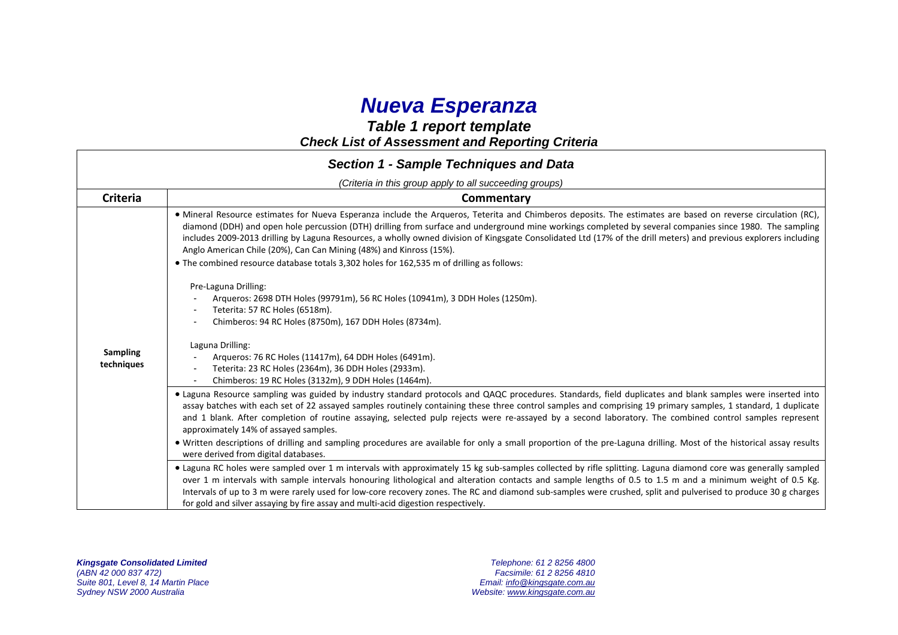# *Nueva Esperanza*

## *Table 1 report template*

### *Check List of Assessment and Reporting Criteria*

| *Section 1 - Sample Techniques and Data* | |
|---|---|
| *(Criteria in this group apply to all succeeding groups)* | |
| **Criteria** | **Commentary** |
| **Sampling techniques** | • Mineral Resource estimates for Nueva Esperanza include the Arqueros, Teterita and Chimberos deposits. The estimates are based on reverse circulation (RC), diamond (DDH) and open hole percussion (DTH) drilling from surface and underground mine workings completed by several companies since 1980. The sampling includes 2009-2013 drilling by Laguna Resources, a wholly owned division of Kingsgate Consolidated Ltd (17% of the drill meters) and previous explorers including Anglo American Chile (20%), Can Can Mining (48%) and Kinross (15%).<br>• The combined resource database totals 3,302 holes for 162,535 m of drilling as follows:<br><br>Pre-Laguna Drilling:<br>- Arqueros: 2698 DTH Holes (99791m), 56 RC Holes (10941m), 3 DDH Holes (1250m).<br>- Teterita: 57 RC Holes (6518m).<br>- Chimberos: 94 RC Holes (8750m), 167 DDH Holes (8734m).<br><br>Laguna Drilling:<br>- Arqueros: 76 RC Holes (11417m), 64 DDH Holes (6491m).<br>- Teterita: 23 RC Holes (2364m), 36 DDH Holes (2933m).<br>- Chimberos: 19 RC Holes (3132m), 9 DDH Holes (1464m). |
| | • Laguna Resource sampling was guided by industry standard protocols and QAQC procedures. Standards, field duplicates and blank samples were inserted into assay batches with each set of 22 assayed samples routinely containing these three control samples and comprising 19 primary samples, 1 standard, 1 duplicate and 1 blank. After completion of routine assaying, selected pulp rejects were re-assayed by a second laboratory. The combined control samples represent approximately 14% of assayed samples.<br>• Written descriptions of drilling and sampling procedures are available for only a small proportion of the pre-Laguna drilling. Most of the historical assay results were derived from digital databases. |
| | • Laguna RC holes were sampled over 1 m intervals with approximately 15 kg sub-samples collected by rifle splitting. Laguna diamond core was generally sampled over 1 m intervals with sample intervals honouring lithological and alteration contacts and sample lengths of 0.5 to 1.5 m and a minimum weight of 0.5 Kg. Intervals of up to 3 m were rarely used for low-core recovery zones. The RC and diamond sub-samples were crushed, split and pulverised to produce 30 g charges for gold and silver assaying by fire assay and multi-acid digestion respectively. |

*Kingsgate Consolidated Limited*
*(ABN 42 000 837 472)*
*Suite 801, Level 8, 14 Martin Place*
*Sydney NSW 2000 Australia*

*Telephone: 61 2 8256 4800*
*Facsimile: 61 2 8256 4810*
*Email: info@kingsgate.com.au*
*Website: www.kingsgate.com.au*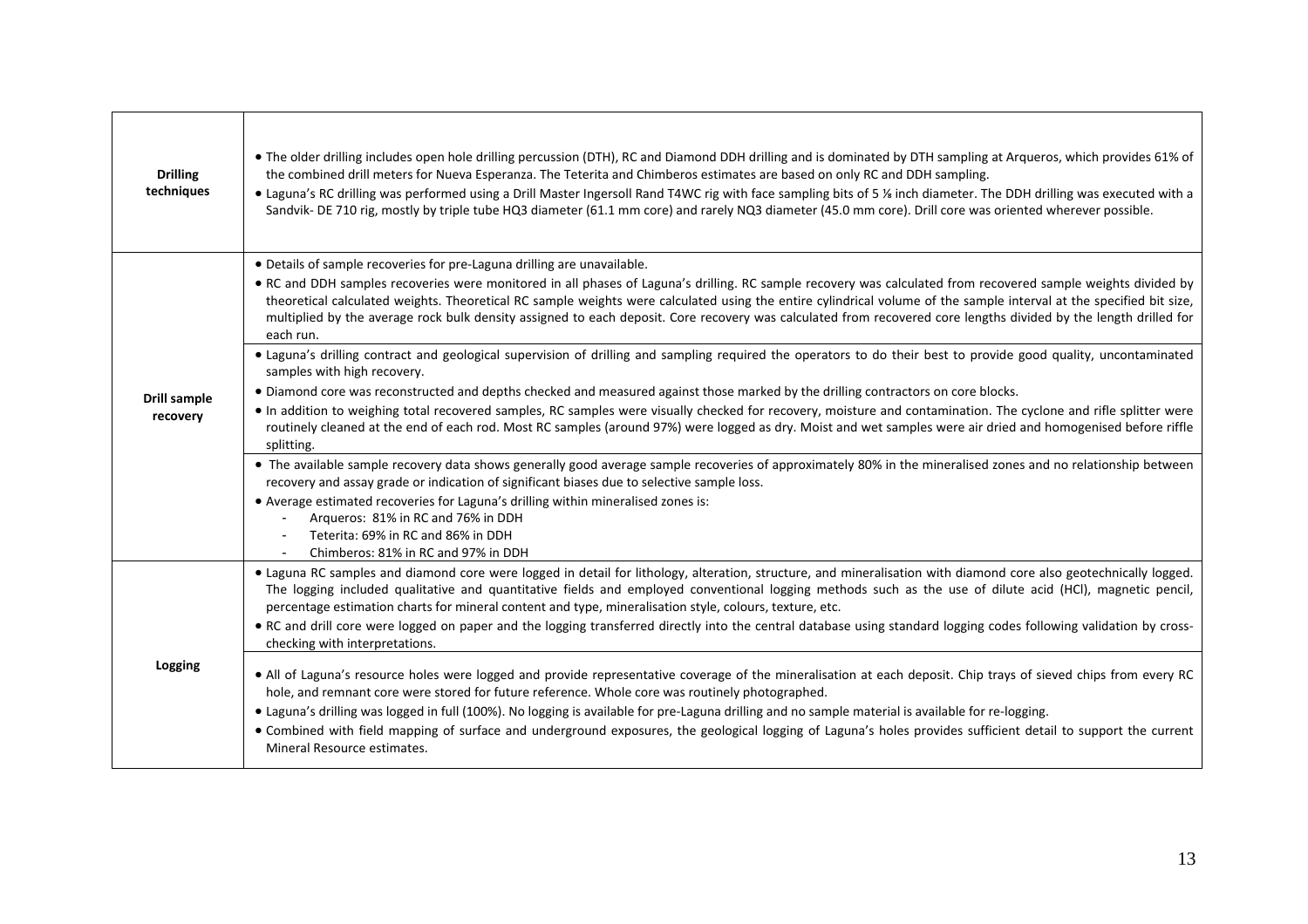| | |
|---|---|
| **Drilling techniques** | • The older drilling includes open hole drilling percussion (DTH), RC and Diamond DDH drilling and is dominated by DTH sampling at Arqueros, which provides 61% of the combined drill meters for Nueva Esperanza. The Teterita and Chimberos estimates are based on only RC and DDH sampling.<br>• Laguna's RC drilling was performed using a Drill Master Ingersoll Rand T4WC rig with face sampling bits of 5 ⅛ inch diameter. The DDH drilling was executed with a Sandvik- DE 710 rig, mostly by triple tube HQ3 diameter (61.1 mm core) and rarely NQ3 diameter (45.0 mm core). Drill core was oriented wherever possible. |
| **Drill sample recovery** | • Details of sample recoveries for pre-Laguna drilling are unavailable.<br>• RC and DDH samples recoveries were monitored in all phases of Laguna's drilling. RC sample recovery was calculated from recovered sample weights divided by theoretical calculated weights. Theoretical RC sample weights were calculated using the entire cylindrical volume of the sample interval at the specified bit size, multiplied by the average rock bulk density assigned to each deposit. Core recovery was calculated from recovered core lengths divided by the length drilled for each run.<br>• Laguna's drilling contract and geological supervision of drilling and sampling required the operators to do their best to provide good quality, uncontaminated samples with high recovery.<br>• Diamond core was reconstructed and depths checked and measured against those marked by the drilling contractors on core blocks.<br>• In addition to weighing total recovered samples, RC samples were visually checked for recovery, moisture and contamination. The cyclone and rifle splitter were routinely cleaned at the end of each rod. Most RC samples (around 97%) were logged as dry. Moist and wet samples were air dried and homogenised before riffle splitting.<br>• The available sample recovery data shows generally good average sample recoveries of approximately 80% in the mineralised zones and no relationship between recovery and assay grade or indication of significant biases due to selective sample loss.<br>• Average estimated recoveries for Laguna's drilling within mineralised zones is:<br>- Arqueros: 81% in RC and 76% in DDH<br>- Teterita: 69% in RC and 86% in DDH<br>- Chimberos: 81% in RC and 97% in DDH |
| **Logging** | • Laguna RC samples and diamond core were logged in detail for lithology, alteration, structure, and mineralisation with diamond core also geotechnically logged. The logging included qualitative and quantitative fields and employed conventional logging methods such as the use of dilute acid (HCl), magnetic pencil, percentage estimation charts for mineral content and type, mineralisation style, colours, texture, etc.<br>• RC and drill core were logged on paper and the logging transferred directly into the central database using standard logging codes following validation by cross-checking with interpretations.<br>• All of Laguna's resource holes were logged and provide representative coverage of the mineralisation at each deposit. Chip trays of sieved chips from every RC hole, and remnant core were stored for future reference. Whole core was routinely photographed.<br>• Laguna's drilling was logged in full (100%). No logging is available for pre-Laguna drilling and no sample material is available for re-logging.<br>• Combined with field mapping of surface and underground exposures, the geological logging of Laguna's holes provides sufficient detail to support the current Mineral Resource estimates. |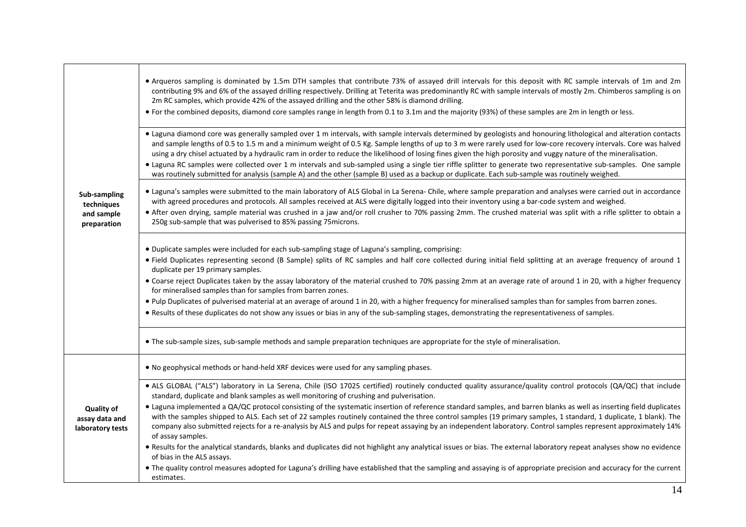| | |
|---|---|
| **Sub-sampling techniques and sample preparation** | • Arqueros sampling is dominated by 1.5m DTH samples that contribute 73% of assayed drill intervals for this deposit with RC sample intervals of 1m and 2m contributing 9% and 6% of the assayed drilling respectively. Drilling at Teterita was predominantly RC with sample intervals of mostly 2m. Chimberos sampling is on 2m RC samples, which provide 42% of the assayed drilling and the other 58% is diamond drilling.<br>• For the combined deposits, diamond core samples range in length from 0.1 to 3.1m and the majority (93%) of these samples are 2m in length or less. |
| | • Laguna diamond core was generally sampled over 1 m intervals, with sample intervals determined by geologists and honouring lithological and alteration contacts and sample lengths of 0.5 to 1.5 m and a minimum weight of 0.5 Kg. Sample lengths of up to 3 m were rarely used for low-core recovery intervals. Core was halved using a dry chisel actuated by a hydraulic ram in order to reduce the likelihood of losing fines given the high porosity and vuggy nature of the mineralisation.<br>• Laguna RC samples were collected over 1 m intervals and sub-sampled using a single tier riffle splitter to generate two representative sub-samples. One sample was routinely submitted for analysis (sample A) and the other (sample B) used as a backup or duplicate. Each sub-sample was routinely weighed. |
| | • Laguna's samples were submitted to the main laboratory of ALS Global in La Serena- Chile, where sample preparation and analyses were carried out in accordance with agreed procedures and protocols. All samples received at ALS were digitally logged into their inventory using a bar-code system and weighed.<br>• After oven drying, sample material was crushed in a jaw and/or roll crusher to 70% passing 2mm. The crushed material was split with a rifle splitter to obtain a 250g sub-sample that was pulverised to 85% passing 75microns. |
| | • Duplicate samples were included for each sub-sampling stage of Laguna's sampling, comprising:<br>• Field Duplicates representing second (B Sample) splits of RC samples and half core collected during initial field splitting at an average frequency of around 1 duplicate per 19 primary samples.<br>• Coarse reject Duplicates taken by the assay laboratory of the material crushed to 70% passing 2mm at an average rate of around 1 in 20, with a higher frequency for mineralised samples than for samples from barren zones.<br>• Pulp Duplicates of pulverised material at an average of around 1 in 20, with a higher frequency for mineralised samples than for samples from barren zones.<br>• Results of these duplicates do not show any issues or bias in any of the sub-sampling stages, demonstrating the representativeness of samples. |
| | • The sub-sample sizes, sub-sample methods and sample preparation techniques are appropriate for the style of mineralisation. |
| **Quality of assay data and laboratory tests** | • No geophysical methods or hand-held XRF devices were used for any sampling phases. |
| | • ALS GLOBAL ("ALS") laboratory in La Serena, Chile (ISO 17025 certified) routinely conducted quality assurance/quality control protocols (QA/QC) that include standard, duplicate and blank samples as well monitoring of crushing and pulverisation.<br>• Laguna implemented a QA/QC protocol consisting of the systematic insertion of reference standard samples, and barren blanks as well as inserting field duplicates with the samples shipped to ALS. Each set of 22 samples routinely contained the three control samples (19 primary samples, 1 standard, 1 duplicate, 1 blank). The company also submitted rejects for a re-analysis by ALS and pulps for repeat assaying by an independent laboratory. Control samples represent approximately 14% of assay samples.<br>• Results for the analytical standards, blanks and duplicates did not highlight any analytical issues or bias. The external laboratory repeat analyses show no evidence of bias in the ALS assays.<br>• The quality control measures adopted for Laguna's drilling have established that the sampling and assaying is of appropriate precision and accuracy for the current estimates. |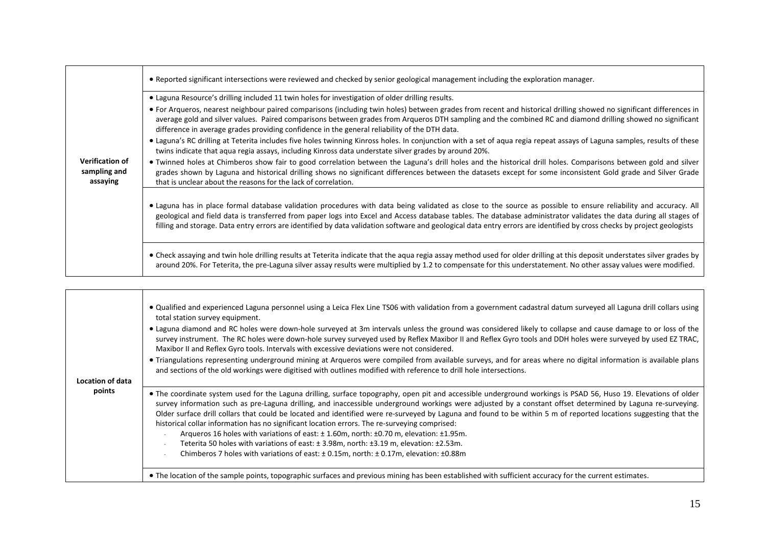| | |
|---|---|
| **Verification of sampling and assaying** | • Reported significant intersections were reviewed and checked by senior geological management including the exploration manager. |
| | • Laguna Resource's drilling included 11 twin holes for investigation of older drilling results.<br>• For Arqueros, nearest neighbour paired comparisons (including twin holes) between grades from recent and historical drilling showed no significant differences in average gold and silver values. Paired comparisons between grades from Arqueros DTH sampling and the combined RC and diamond drilling showed no significant difference in average grades providing confidence in the general reliability of the DTH data.<br>• Laguna's RC drilling at Teterita includes five holes twinning Kinross holes. In conjunction with a set of aqua regia repeat assays of Laguna samples, results of these twins indicate that aqua regia assays, including Kinross data understate silver grades by around 20%.<br>• Twinned holes at Chimberos show fair to good correlation between the Laguna's drill holes and the historical drill holes. Comparisons between gold and silver grades shown by Laguna and historical drilling shows no significant differences between the datasets except for some inconsistent Gold grade and Silver Grade that is unclear about the reasons for the lack of correlation. |
| | • Laguna has in place formal database validation procedures with data being validated as close to the source as possible to ensure reliability and accuracy. All geological and field data is transferred from paper logs into Excel and Access database tables. The database administrator validates the data during all stages of filling and storage. Data entry errors are identified by data validation software and geological data entry errors are identified by cross checks by project geologists |
| | • Check assaying and twin hole drilling results at Teterita indicate that the aqua regia assay method used for older drilling at this deposit understates silver grades by around 20%. For Teterita, the pre-Laguna silver assay results were multiplied by 1.2 to compensate for this understatement. No other assay values were modified. |

| | |
|---|---|
| **Location of data points** | • Qualified and experienced Laguna personnel using a Leica Flex Line TS06 with validation from a government cadastral datum surveyed all Laguna drill collars using total station survey equipment.<br>• Laguna diamond and RC holes were down-hole surveyed at 3m intervals unless the ground was considered likely to collapse and cause damage to or loss of the survey instrument. The RC holes were down-hole survey surveyed used by Reflex Maxibor II and Reflex Gyro tools and DDH holes were surveyed by used EZ TRAC, Maxibor II and Reflex Gyro tools. Intervals with excessive deviations were not considered.<br>• Triangulations representing underground mining at Arqueros were compiled from available surveys, and for areas where no digital information is available plans and sections of the old workings were digitised with outlines modified with reference to drill hole intersections. |
| | • The coordinate system used for the Laguna drilling, surface topography, open pit and accessible underground workings is PSAD 56, Huso 19. Elevations of older survey information such as pre-Laguna drilling, and inaccessible underground workings were adjusted by a constant offset determined by Laguna re-surveying. Older surface drill collars that could be located and identified were re-surveyed by Laguna and found to be within 5 m of reported locations suggesting that the historical collar information has no significant location errors. The re-surveying comprised:<br>- Arqueros 16 holes with variations of east: ± 1.60m, north: ±0.70 m, elevation: ±1.95m.<br>- Teterita 50 holes with variations of east: ± 3.98m, north: ±3.19 m, elevation: ±2.53m.<br>- Chimberos 7 holes with variations of east: ± 0.15m, north: ± 0.17m, elevation: ±0.88m |
| | • The location of the sample points, topographic surfaces and previous mining has been established with sufficient accuracy for the current estimates. |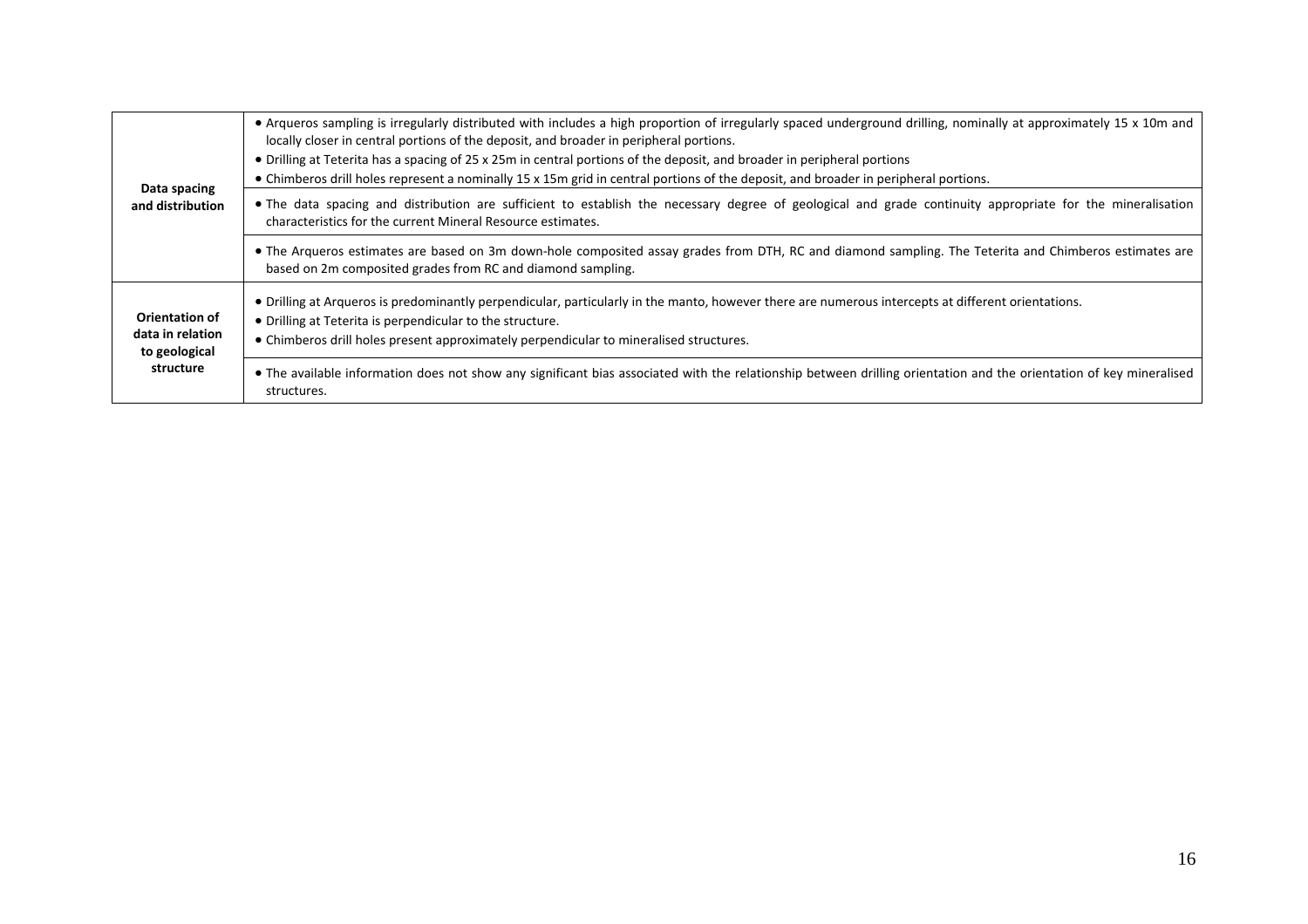| | |
|---|---|
| **Data spacing and distribution** | • Arqueros sampling is irregularly distributed with includes a high proportion of irregularly spaced underground drilling, nominally at approximately 15 x 10m and locally closer in central portions of the deposit, and broader in peripheral portions.<br>• Drilling at Teterita has a spacing of 25 x 25m in central portions of the deposit, and broader in peripheral portions<br>• Chimberos drill holes represent a nominally 15 x 15m grid in central portions of the deposit, and broader in peripheral portions. |
| | • The data spacing and distribution are sufficient to establish the necessary degree of geological and grade continuity appropriate for the mineralisation characteristics for the current Mineral Resource estimates. |
| | • The Arqueros estimates are based on 3m down-hole composited assay grades from DTH, RC and diamond sampling. The Teterita and Chimberos estimates are based on 2m composited grades from RC and diamond sampling. |
| **Orientation of data in relation to geological structure** | • Drilling at Arqueros is predominantly perpendicular, particularly in the manto, however there are numerous intercepts at different orientations.<br>• Drilling at Teterita is perpendicular to the structure.<br>• Chimberos drill holes present approximately perpendicular to mineralised structures. |
| | • The available information does not show any significant bias associated with the relationship between drilling orientation and the orientation of key mineralised structures. |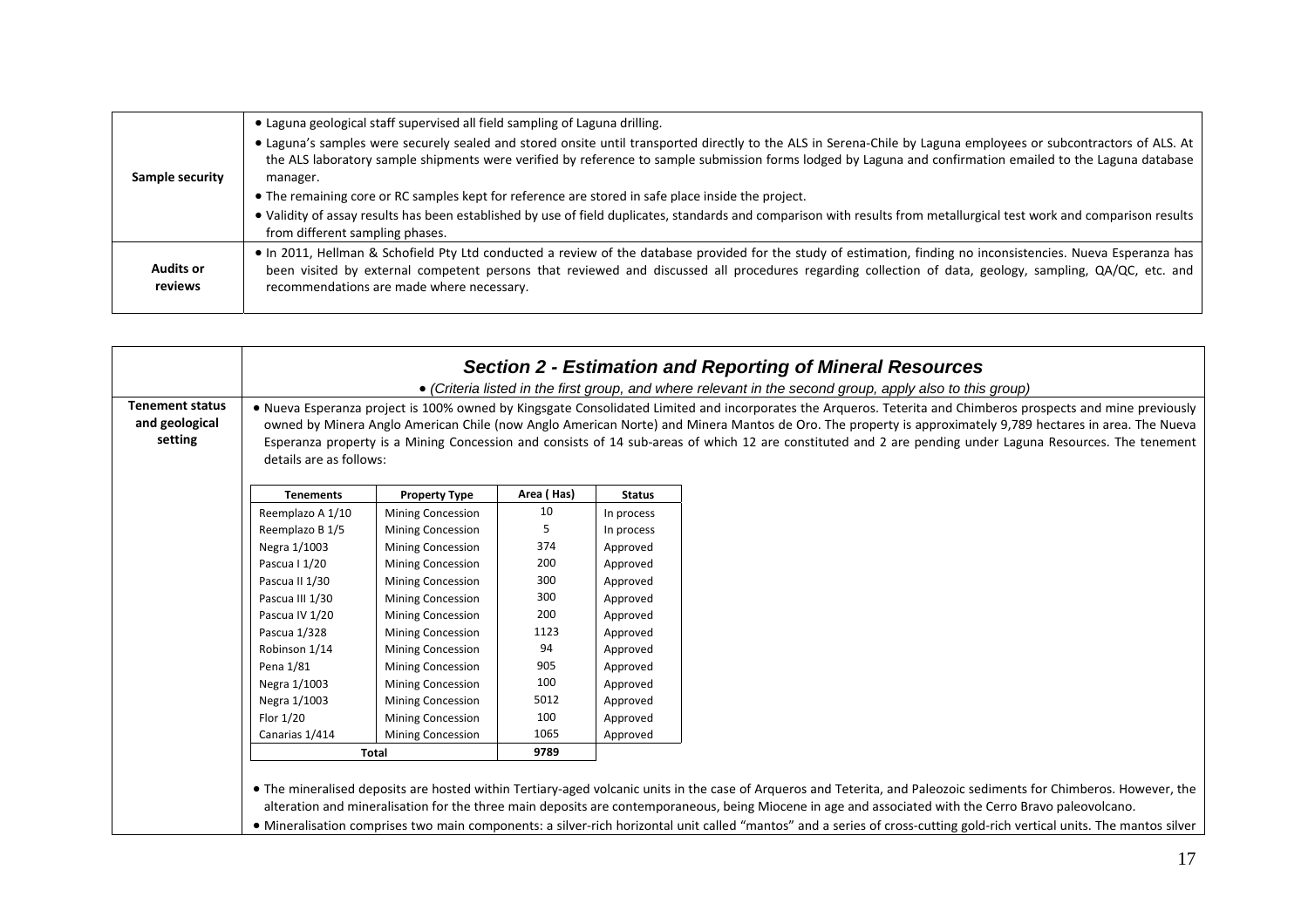| | |
|---|---|
| **Sample security** | • Laguna geological staff supervised all field sampling of Laguna drilling.<br>• Laguna's samples were securely sealed and stored onsite until transported directly to the ALS in Serena-Chile by Laguna employees or subcontractors of ALS. At the ALS laboratory sample shipments were verified by reference to sample submission forms lodged by Laguna and confirmation emailed to the Laguna database manager.<br>• The remaining core or RC samples kept for reference are stored in safe place inside the project.<br>• Validity of assay results has been established by use of field duplicates, standards and comparison with results from metallurgical test work and comparison results from different sampling phases. |
| **Audits or reviews** | • In 2011, Hellman & Schofield Pty Ltd conducted a review of the database provided for the study of estimation, finding no inconsistencies. Nueva Esperanza has been visited by external competent persons that reviewed and discussed all procedures regarding collection of data, geology, sampling, QA/QC, etc. and recommendations are made where necessary. |

## *Section 2 - Estimation and Reporting of Mineral Resources*

• *(Criteria listed in the first group, and where relevant in the second group, apply also to this group)*

**Tenement status and geological setting**

• Nueva Esperanza project is 100% owned by Kingsgate Consolidated Limited and incorporates the Arqueros. Teterita and Chimberos prospects and mine previously owned by Minera Anglo American Chile (now Anglo American Norte) and Minera Mantos de Oro. The property is approximately 9,789 hectares in area. The Nueva Esperanza property is a Mining Concession and consists of 14 sub-areas of which 12 are constituted and 2 are pending under Laguna Resources. The tenement details are as follows:

| Tenements | Property Type | Area ( Has) | Status |
|---|---|---|---|
| Reemplazo A 1/10 | Mining Concession | 10 | In process |
| Reemplazo B 1/5 | Mining Concession | 5 | In process |
| Negra 1/1003 | Mining Concession | 374 | Approved |
| Pascua I 1/20 | Mining Concession | 200 | Approved |
| Pascua II 1/30 | Mining Concession | 300 | Approved |
| Pascua III 1/30 | Mining Concession | 300 | Approved |
| Pascua IV 1/20 | Mining Concession | 200 | Approved |
| Pascua 1/328 | Mining Concession | 1123 | Approved |
| Robinson 1/14 | Mining Concession | 94 | Approved |
| Pena 1/81 | Mining Concession | 905 | Approved |
| Negra 1/1003 | Mining Concession | 100 | Approved |
| Negra 1/1003 | Mining Concession | 5012 | Approved |
| Flor 1/20 | Mining Concession | 100 | Approved |
| Canarias 1/414 | Mining Concession | 1065 | Approved |
| **Total** | | **9789** | |

• The mineralised deposits are hosted within Tertiary-aged volcanic units in the case of Arqueros and Teterita, and Paleozoic sediments for Chimberos. However, the alteration and mineralisation for the three main deposits are contemporaneous, being Miocene in age and associated with the Cerro Bravo paleovolcano.

• Mineralisation comprises two main components: a silver-rich horizontal unit called "mantos" and a series of cross-cutting gold-rich vertical units. The mantos silver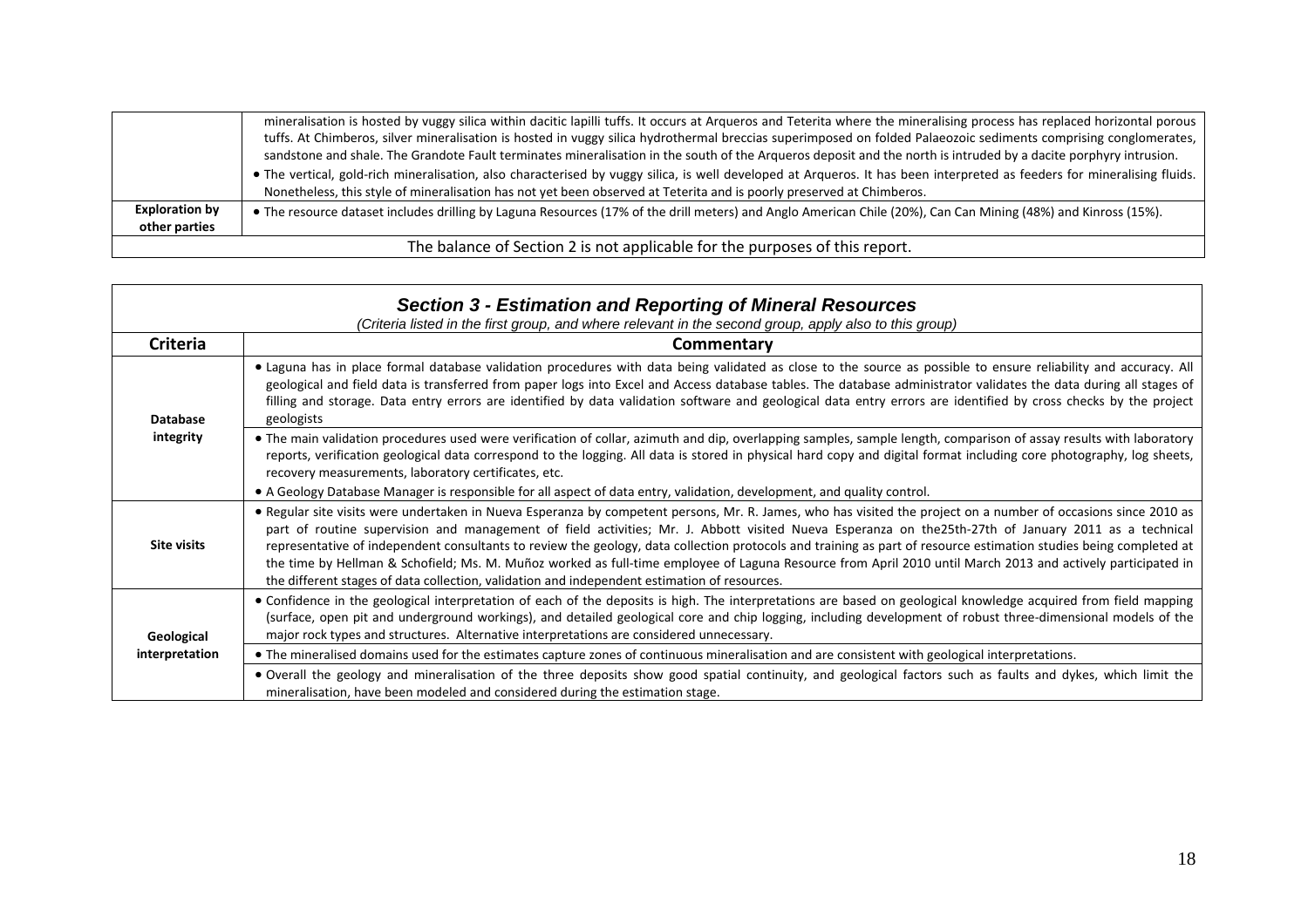| | |
|---|---|
| | mineralisation is hosted by vuggy silica within dacitic lapilli tuffs. It occurs at Arqueros and Teterita where the mineralising process has replaced horizontal porous tuffs. At Chimberos, silver mineralisation is hosted in vuggy silica hydrothermal breccias superimposed on folded Palaeozoic sediments comprising conglomerates, sandstone and shale. The Grandote Fault terminates mineralisation in the south of the Arqueros deposit and the north is intruded by a dacite porphyry intrusion.<br>• The vertical, gold-rich mineralisation, also characterised by vuggy silica, is well developed at Arqueros. It has been interpreted as feeders for mineralising fluids. Nonetheless, this style of mineralisation has not yet been observed at Teterita and is poorly preserved at Chimberos. |
| **Exploration by other parties** | • The resource dataset includes drilling by Laguna Resources (17% of the drill meters) and Anglo American Chile (20%), Can Can Mining (48%) and Kinross (15%). |
| The balance of Section 2 is not applicable for the purposes of this report. | |

| ***Section 3 - Estimation and Reporting of Mineral Resources***<br>*(Criteria listed in the first group, and where relevant in the second group, apply also to this group)* | |
|---|---|
| **Criteria** | **Commentary** |
| **Database integrity** | • Laguna has in place formal database validation procedures with data being validated as close to the source as possible to ensure reliability and accuracy. All geological and field data is transferred from paper logs into Excel and Access database tables. The database administrator validates the data during all stages of filling and storage. Data entry errors are identified by data validation software and geological data entry errors are identified by cross checks by the project geologists<br>• The main validation procedures used were verification of collar, azimuth and dip, overlapping samples, sample length, comparison of assay results with laboratory reports, verification geological data correspond to the logging. All data is stored in physical hard copy and digital format including core photography, log sheets, recovery measurements, laboratory certificates, etc.<br>• A Geology Database Manager is responsible for all aspect of data entry, validation, development, and quality control. |
| **Site visits** | • Regular site visits were undertaken in Nueva Esperanza by competent persons, Mr. R. James, who has visited the project on a number of occasions since 2010 as part of routine supervision and management of field activities; Mr. J. Abbott visited Nueva Esperanza on the25th-27th of January 2011 as a technical representative of independent consultants to review the geology, data collection protocols and training as part of resource estimation studies being completed at the time by Hellman & Schofield; Ms. M. Muñoz worked as full-time employee of Laguna Resource from April 2010 until March 2013 and actively participated in the different stages of data collection, validation and independent estimation of resources. |
| **Geological interpretation** | • Confidence in the geological interpretation of each of the deposits is high. The interpretations are based on geological knowledge acquired from field mapping (surface, open pit and underground workings), and detailed geological core and chip logging, including development of robust three-dimensional models of the major rock types and structures. Alternative interpretations are considered unnecessary.<br>• The mineralised domains used for the estimates capture zones of continuous mineralisation and are consistent with geological interpretations.<br>• Overall the geology and mineralisation of the three deposits show good spatial continuity, and geological factors such as faults and dykes, which limit the mineralisation, have been modeled and considered during the estimation stage. |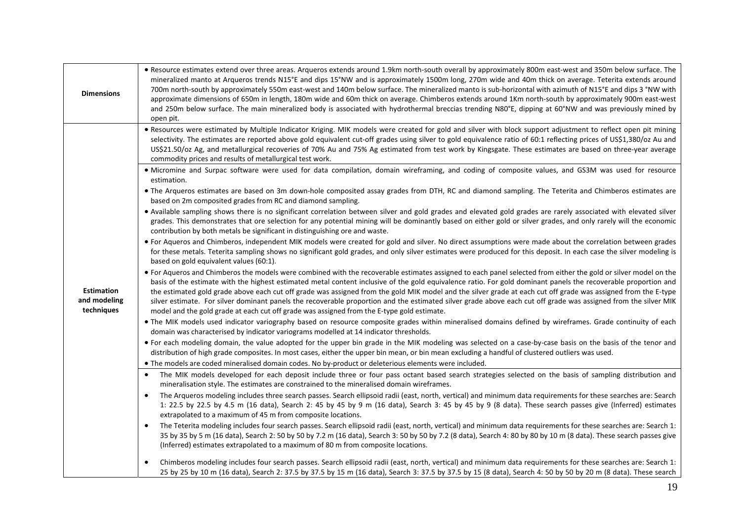| | |
|---|---|
| **Dimensions** | • Resource estimates extend over three areas. Arqueros extends around 1.9km north-south overall by approximately 800m east-west and 350m below surface. The mineralized manto at Arqueros trends N15°E and dips 15°NW and is approximately 1500m long, 270m wide and 40m thick on average. Teterita extends around 700m north-south by approximately 550m east-west and 140m below surface. The mineralized manto is sub-horizontal with azimuth of N15°E and dips 3 °NW with approximate dimensions of 650m in length, 180m wide and 60m thick on average. Chimberos extends around 1Km north-south by approximately 900m east-west and 250m below surface. The main mineralized body is associated with hydrothermal breccias trending N80°E, dipping at 60°NW and was previously mined by open pit. |
| **Estimation and modeling techniques** | • Resources were estimated by Multiple Indicator Kriging. MIK models were created for gold and silver with block support adjustment to reflect open pit mining selectivity. The estimates are reported above gold equivalent cut-off grades using silver to gold equivalence ratio of 60:1 reflecting prices of US$1,380/oz Au and US$21.50/oz Ag, and metallurgical recoveries of 70% Au and 75% Ag estimated from test work by Kingsgate. These estimates are based on three-year average commodity prices and results of metallurgical test work. |
| | • Micromine and Surpac software were used for data compilation, domain wireframing, and coding of composite values, and GS3M was used for resource estimation.<br>• The Arqueros estimates are based on 3m down-hole composited assay grades from DTH, RC and diamond sampling. The Teterita and Chimberos estimates are based on 2m composited grades from RC and diamond sampling.<br>• Available sampling shows there is no significant correlation between silver and gold grades and elevated gold grades are rarely associated with elevated silver grades. This demonstrates that ore selection for any potential mining will be dominantly based on either gold or silver grades, and only rarely will the economic contribution by both metals be significant in distinguishing ore and waste.<br>• For Aqueros and Chimberos, independent MIK models were created for gold and silver. No direct assumptions were made about the correlation between grades for these metals. Teterita sampling shows no significant gold grades, and only silver estimates were produced for this deposit. In each case the silver modeling is based on gold equivalent values (60:1).<br>• For Aqueros and Chimberos the models were combined with the recoverable estimates assigned to each panel selected from either the gold or silver model on the basis of the estimate with the highest estimated metal content inclusive of the gold equivalence ratio. For gold dominant panels the recoverable proportion and the estimated gold grade above each cut off grade was assigned from the gold MIK model and the silver grade at each cut off grade was assigned from the E-type silver estimate. For silver dominant panels the recoverable proportion and the estimated silver grade above each cut off grade was assigned from the silver MIK model and the gold grade at each cut off grade was assigned from the E-type gold estimate.<br>• The MIK models used indicator variography based on resource composite grades within mineralised domains defined by wireframes. Grade continuity of each domain was characterised by indicator variograms modelled at 14 indicator thresholds.<br>• For each modeling domain, the value adopted for the upper bin grade in the MIK modeling was selected on a case-by-case basis on the basis of the tenor and distribution of high grade composites. In most cases, either the upper bin mean, or bin mean excluding a handful of clustered outliers was used.<br>• The models are coded mineralised domain codes. No by-product or deleterious elements were included. |
| | • The MIK models developed for each deposit include three or four pass octant based search strategies selected on the basis of sampling distribution and mineralisation style. The estimates are constrained to the mineralised domain wireframes.<br>• The Arqueros modeling includes three search passes. Search ellipsoid radii (east, north, vertical) and minimum data requirements for these searches are: Search 1: 22.5 by 22.5 by 4.5 m (16 data), Search 2: 45 by 45 by 9 m (16 data), Search 3: 45 by 45 by 9 (8 data). These search passes give (Inferred) estimates extrapolated to a maximum of 45 m from composite locations.<br>• The Teterita modeling includes four search passes. Search ellipsoid radii (east, north, vertical) and minimum data requirements for these searches are: Search 1: 35 by 35 by 5 m (16 data), Search 2: 50 by 50 by 7.2 m (16 data), Search 3: 50 by 50 by 7.2 (8 data), Search 4: 80 by 80 by 10 m (8 data). These search passes give (Inferred) estimates extrapolated to a maximum of 80 m from composite locations.<br>• Chimberos modeling includes four search passes. Search ellipsoid radii (east, north, vertical) and minimum data requirements for these searches are: Search 1: 25 by 25 by 10 m (16 data), Search 2: 37.5 by 37.5 by 15 m (16 data), Search 3: 37.5 by 37.5 by 15 (8 data), Search 4: 50 by 50 by 20 m (8 data). These search |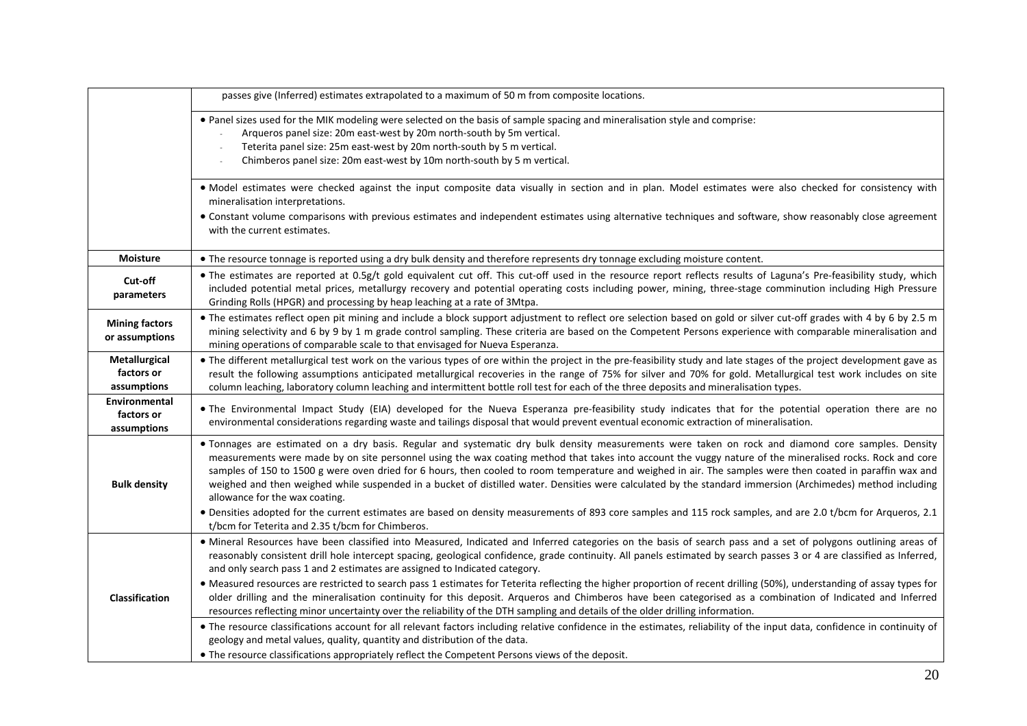| | |
|---|---|
| | passes give (Inferred) estimates extrapolated to a maximum of 50 m from composite locations.<br><br>• Panel sizes used for the MIK modeling were selected on the basis of sample spacing and mineralisation style and comprise:<br>- Arqueros panel size: 20m east-west by 20m north-south by 5m vertical.<br>- Teterita panel size: 25m east-west by 20m north-south by 5 m vertical.<br>- Chimberos panel size: 20m east-west by 10m north-south by 5 m vertical.<br><br>• Model estimates were checked against the input composite data visually in section and in plan. Model estimates were also checked for consistency with mineralisation interpretations.<br>• Constant volume comparisons with previous estimates and independent estimates using alternative techniques and software, show reasonably close agreement with the current estimates. |
| **Moisture** | • The resource tonnage is reported using a dry bulk density and therefore represents dry tonnage excluding moisture content. |
| **Cut-off parameters** | • The estimates are reported at 0.5g/t gold equivalent cut off. This cut-off used in the resource report reflects results of Laguna's Pre-feasibility study, which included potential metal prices, metallurgy recovery and potential operating costs including power, mining, three-stage comminution including High Pressure Grinding Rolls (HPGR) and processing by heap leaching at a rate of 3Mtpa. |
| **Mining factors or assumptions** | • The estimates reflect open pit mining and include a block support adjustment to reflect ore selection based on gold or silver cut-off grades with 4 by 6 by 2.5 m mining selectivity and 6 by 9 by 1 m grade control sampling. These criteria are based on the Competent Persons experience with comparable mineralisation and mining operations of comparable scale to that envisaged for Nueva Esperanza. |
| **Metallurgical factors or assumptions** | • The different metallurgical test work on the various types of ore within the project in the pre-feasibility study and late stages of the project development gave as result the following assumptions anticipated metallurgical recoveries in the range of 75% for silver and 70% for gold. Metallurgical test work includes on site column leaching, laboratory column leaching and intermittent bottle roll test for each of the three deposits and mineralisation types. |
| **Environmental factors or assumptions** | • The Environmental Impact Study (EIA) developed for the Nueva Esperanza pre-feasibility study indicates that for the potential operation there are no environmental considerations regarding waste and tailings disposal that would prevent eventual economic extraction of mineralisation. |
| **Bulk density** | • Tonnages are estimated on a dry basis. Regular and systematic dry bulk density measurements were taken on rock and diamond core samples. Density measurements were made by on site personnel using the wax coating method that takes into account the vuggy nature of the mineralised rocks. Rock and core samples of 150 to 1500 g were oven dried for 6 hours, then cooled to room temperature and weighed in air. The samples were then coated in paraffin wax and weighed and then weighed while suspended in a bucket of distilled water. Densities were calculated by the standard immersion (Archimedes) method including allowance for the wax coating.<br>• Densities adopted for the current estimates are based on density measurements of 893 core samples and 115 rock samples, and are 2.0 t/bcm for Arqueros, 2.1 t/bcm for Teterita and 2.35 t/bcm for Chimberos. |
| **Classification** | • Mineral Resources have been classified into Measured, Indicated and Inferred categories on the basis of search pass and a set of polygons outlining areas of reasonably consistent drill hole intercept spacing, geological confidence, grade continuity. All panels estimated by search passes 3 or 4 are classified as Inferred, and only search pass 1 and 2 estimates are assigned to Indicated category.<br>• Measured resources are restricted to search pass 1 estimates for Teterita reflecting the higher proportion of recent drilling (50%), understanding of assay types for older drilling and the mineralisation continuity for this deposit. Arqueros and Chimberos have been categorised as a combination of Indicated and Inferred resources reflecting minor uncertainty over the reliability of the DTH sampling and details of the older drilling information.<br>• The resource classifications account for all relevant factors including relative confidence in the estimates, reliability of the input data, confidence in continuity of geology and metal values, quality, quantity and distribution of the data.<br>• The resource classifications appropriately reflect the Competent Persons views of the deposit. |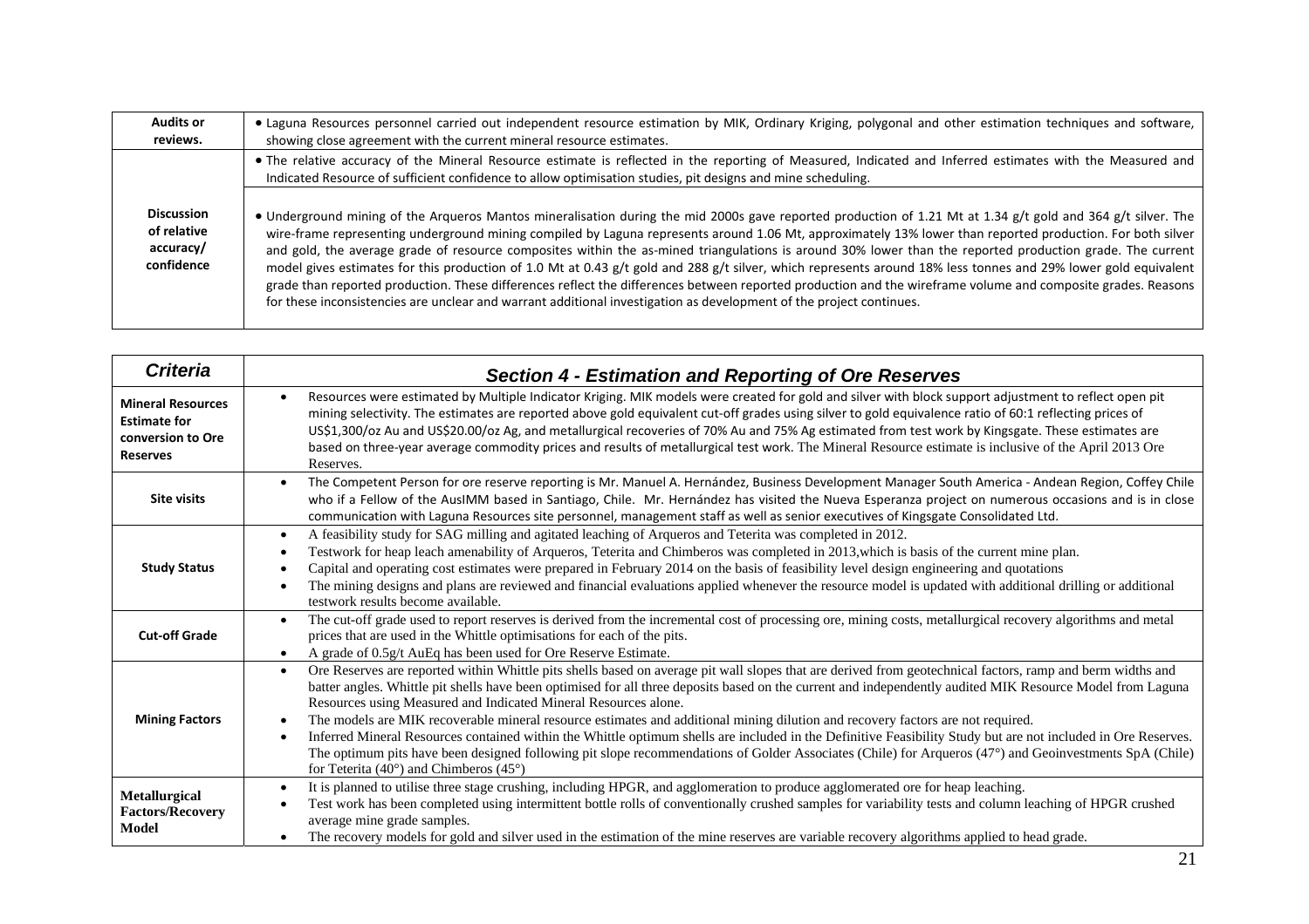| | |
|---|---|
| **Audits or reviews.** | • Laguna Resources personnel carried out independent resource estimation by MIK, Ordinary Kriging, polygonal and other estimation techniques and software, showing close agreement with the current mineral resource estimates. |
| **Discussion of relative accuracy/ confidence** | • The relative accuracy of the Mineral Resource estimate is reflected in the reporting of Measured, Indicated and Inferred estimates with the Measured and Indicated Resource of sufficient confidence to allow optimisation studies, pit designs and mine scheduling.<br><br>• Underground mining of the Arqueros Mantos mineralisation during the mid 2000s gave reported production of 1.21 Mt at 1.34 g/t gold and 364 g/t silver. The wire-frame representing underground mining compiled by Laguna represents around 1.06 Mt, approximately 13% lower than reported production. For both silver and gold, the average grade of resource composites within the as-mined triangulations is around 30% lower than the reported production grade. The current model gives estimates for this production of 1.0 Mt at 0.43 g/t gold and 288 g/t silver, which represents around 18% less tonnes and 29% lower gold equivalent grade than reported production. These differences reflect the differences between reported production and the wireframe volume and composite grades. Reasons for these inconsistencies are unclear and warrant additional investigation as development of the project continues. |

| *Criteria* | *Section 4 - Estimation and Reporting of Ore Reserves* |
|---|---|
| **Mineral Resources Estimate for conversion to Ore Reserves** | • Resources were estimated by Multiple Indicator Kriging. MIK models were created for gold and silver with block support adjustment to reflect open pit mining selectivity. The estimates are reported above gold equivalent cut-off grades using silver to gold equivalence ratio of 60:1 reflecting prices of US$1,300/oz Au and US$20.00/oz Ag, and metallurgical recoveries of 70% Au and 75% Ag estimated from test work by Kingsgate. These estimates are based on three-year average commodity prices and results of metallurgical test work. The Mineral Resource estimate is inclusive of the April 2013 Ore Reserves. |
| **Site visits** | • The Competent Person for ore reserve reporting is Mr. Manuel A. Hernández, Business Development Manager South America - Andean Region, Coffey Chile who if a Fellow of the AusIMM based in Santiago, Chile. Mr. Hernández has visited the Nueva Esperanza project on numerous occasions and is in close communication with Laguna Resources site personnel, management staff as well as senior executives of Kingsgate Consolidated Ltd. |
| **Study Status** | • A feasibility study for SAG milling and agitated leaching of Arqueros and Teterita was completed in 2012.<br>• Testwork for heap leach amenability of Arqueros, Teterita and Chimberos was completed in 2013,which is basis of the current mine plan.<br>• Capital and operating cost estimates were prepared in February 2014 on the basis of feasibility level design engineering and quotations<br>• The mining designs and plans are reviewed and financial evaluations applied whenever the resource model is updated with additional drilling or additional testwork results become available. |
| **Cut-off Grade** | • The cut-off grade used to report reserves is derived from the incremental cost of processing ore, mining costs, metallurgical recovery algorithms and metal prices that are used in the Whittle optimisations for each of the pits.<br>• A grade of 0.5g/t AuEq has been used for Ore Reserve Estimate. |
| **Mining Factors** | • Ore Reserves are reported within Whittle pits shells based on average pit wall slopes that are derived from geotechnical factors, ramp and berm widths and batter angles. Whittle pit shells have been optimised for all three deposits based on the current and independently audited MIK Resource Model from Laguna Resources using Measured and Indicated Mineral Resources alone.<br>• The models are MIK recoverable mineral resource estimates and additional mining dilution and recovery factors are not required.<br>• Inferred Mineral Resources contained within the Whittle optimum shells are included in the Definitive Feasibility Study but are not included in Ore Reserves. The optimum pits have been designed following pit slope recommendations of Golder Associates (Chile) for Arqueros (47°) and Geoinvestments SpA (Chile) for Teterita (40°) and Chimberos (45°) |
| **Metallurgical Factors/Recovery Model** | • It is planned to utilise three stage crushing, including HPGR, and agglomeration to produce agglomerated ore for heap leaching.<br>• Test work has been completed using intermittent bottle rolls of conventionally crushed samples for variability tests and column leaching of HPGR crushed average mine grade samples.<br>• The recovery models for gold and silver used in the estimation of the mine reserves are variable recovery algorithms applied to head grade. |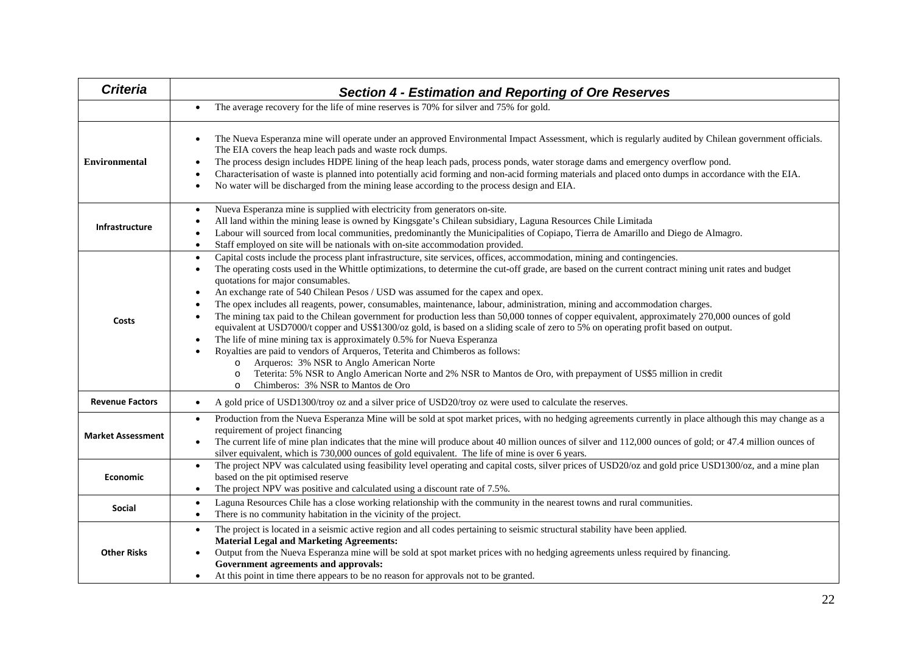| *Criteria* | *Section 4 - Estimation and Reporting of Ore Reserves* |
|---|---|
| | • The average recovery for the life of mine reserves is 70% for silver and 75% for gold. |
| **Environmental** | • The Nueva Esperanza mine will operate under an approved Environmental Impact Assessment, which is regularly audited by Chilean government officials. The EIA covers the heap leach pads and waste rock dumps.<br>• The process design includes HDPE lining of the heap leach pads, process ponds, water storage dams and emergency overflow pond.<br>• Characterisation of waste is planned into potentially acid forming and non-acid forming materials and placed onto dumps in accordance with the EIA.<br>• No water will be discharged from the mining lease according to the process design and EIA. |
| **Infrastructure** | • Nueva Esperanza mine is supplied with electricity from generators on-site.<br>• All land within the mining lease is owned by Kingsgate's Chilean subsidiary, Laguna Resources Chile Limitada<br>• Labour will sourced from local communities, predominantly the Municipalities of Copiapo, Tierra de Amarillo and Diego de Almagro.<br>• Staff employed on site will be nationals with on-site accommodation provided. |
| **Costs** | • Capital costs include the process plant infrastructure, site services, offices, accommodation, mining and contingencies.<br>• The operating costs used in the Whittle optimizations, to determine the cut-off grade, are based on the current contract mining unit rates and budget quotations for major consumables.<br>• An exchange rate of 540 Chilean Pesos / USD was assumed for the capex and opex.<br>• The opex includes all reagents, power, consumables, maintenance, labour, administration, mining and accommodation charges.<br>• The mining tax paid to the Chilean government for production less than 50,000 tonnes of copper equivalent, approximately 270,000 ounces of gold equivalent at USD7000/t copper and US$1300/oz gold, is based on a sliding scale of zero to 5% on operating profit based on output.<br>• The life of mine mining tax is approximately 0.5% for Nueva Esperanza<br>• Royalties are paid to vendors of Arqueros, Teterita and Chimberos as follows:<br>&nbsp;&nbsp;&nbsp;&nbsp;o Arqueros: 3% NSR to Anglo American Norte<br>&nbsp;&nbsp;&nbsp;&nbsp;o Teterita: 5% NSR to Anglo American Norte and 2% NSR to Mantos de Oro, with prepayment of US$5 million in credit<br>&nbsp;&nbsp;&nbsp;&nbsp;o Chimberos: 3% NSR to Mantos de Oro |
| **Revenue Factors** | • A gold price of USD1300/troy oz and a silver price of USD20/troy oz were used to calculate the reserves. |
| **Market Assessment** | • Production from the Nueva Esperanza Mine will be sold at spot market prices, with no hedging agreements currently in place although this may change as a requirement of project financing<br>• The current life of mine plan indicates that the mine will produce about 40 million ounces of silver and 112,000 ounces of gold; or 47.4 million ounces of silver equivalent, which is 730,000 ounces of gold equivalent. The life of mine is over 6 years. |
| **Economic** | • The project NPV was calculated using feasibility level operating and capital costs, silver prices of USD20/oz and gold price USD1300/oz, and a mine plan based on the pit optimised reserve<br>• The project NPV was positive and calculated using a discount rate of 7.5%. |
| **Social** | • Laguna Resources Chile has a close working relationship with the community in the nearest towns and rural communities.<br>• There is no community habitation in the vicinity of the project. |
| **Other Risks** | • The project is located in a seismic active region and all codes pertaining to seismic structural stability have been applied.<br>**Material Legal and Marketing Agreements:**<br>• Output from the Nueva Esperanza mine will be sold at spot market prices with no hedging agreements unless required by financing.<br>**Government agreements and approvals:**<br>• At this point in time there appears to be no reason for approvals not to be granted. |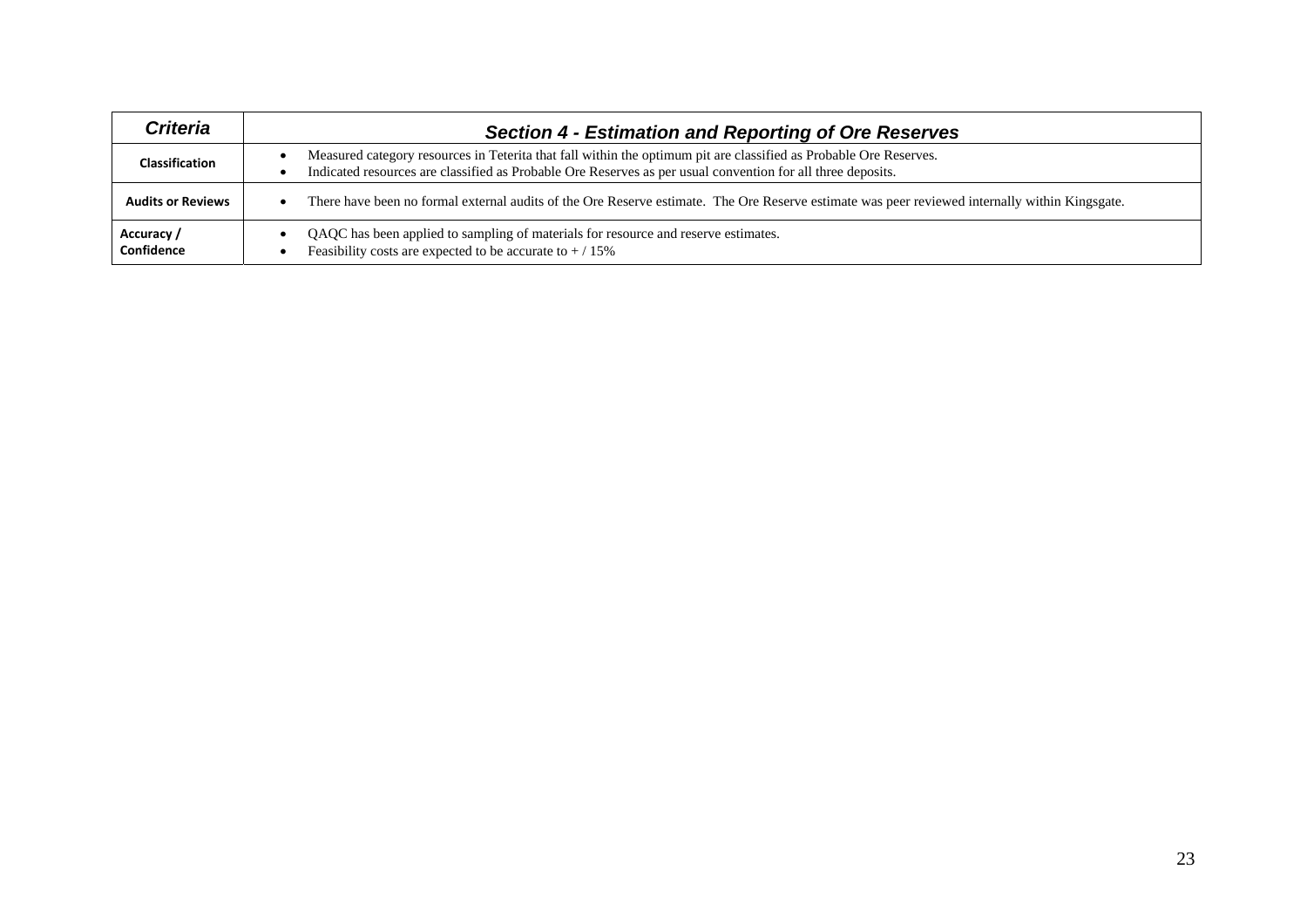| Criteria | Section 4 - Estimation and Reporting of Ore Reserves |
| --- | --- |
| Classification | • Measured category resources in Teterita that fall within the optimum pit are classified as Probable Ore Reserves.<br>• Indicated resources are classified as Probable Ore Reserves as per usual convention for all three deposits. |
| Audits or Reviews | • There have been no formal external audits of the Ore Reserve estimate. The Ore Reserve estimate was peer reviewed internally within Kingsgate. |
| Accuracy / Confidence | • QAQC has been applied to sampling of materials for resource and reserve estimates.<br>• Feasibility costs are expected to be accurate to + / 15% |